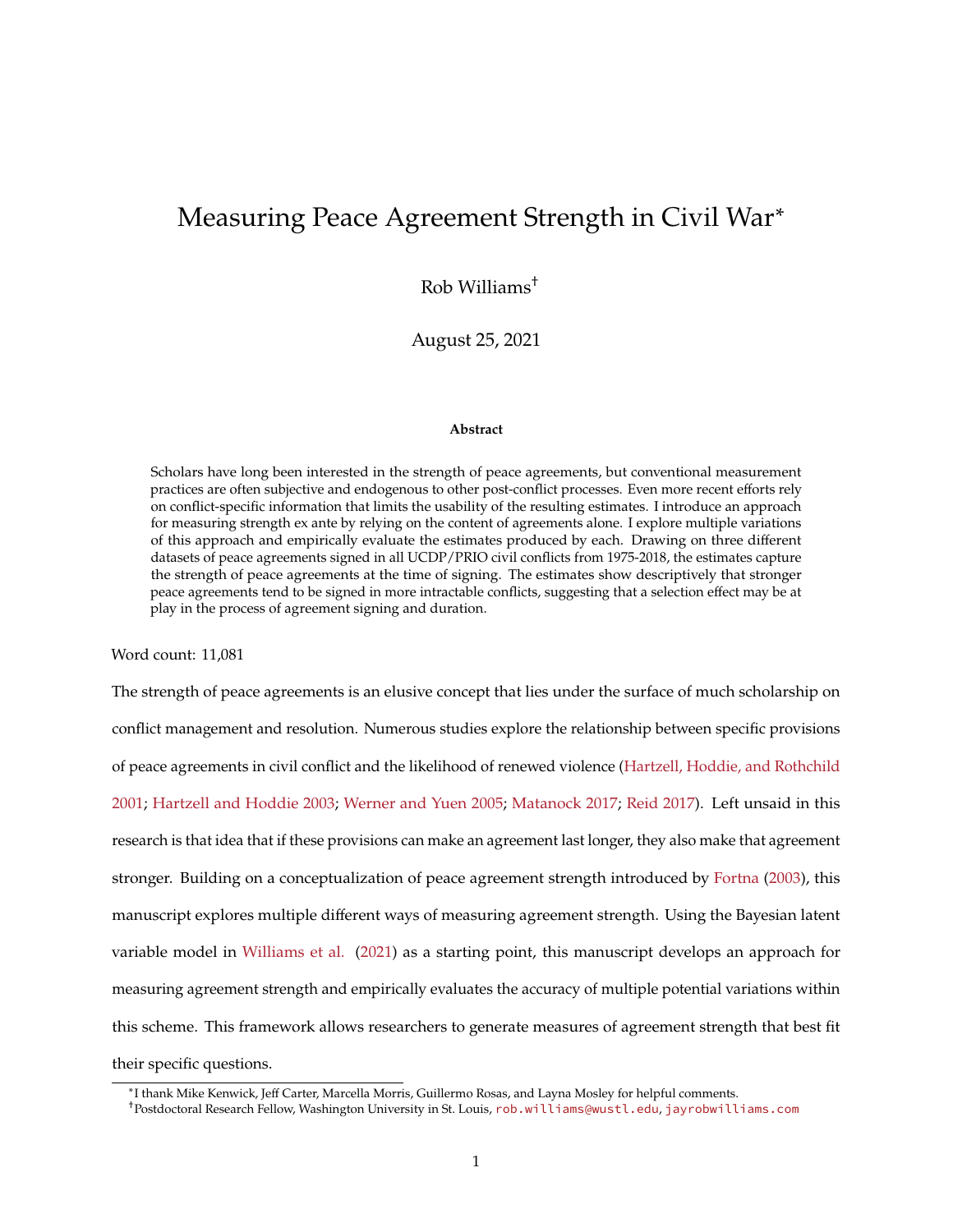# Measuring Peace Agreement Strength in Civil War*

Rob Williams†

August 25, 2021

**Abstract**

Scholars have long been interested in the strength of peace agreements, but conventional measurement practices are often subjective and endogenous to other post-conflict processes. Even more recent efforts rely on conflict-specific information that limits the usability of the resulting estimates. I introduce an approach for measuring strength ex ante by relying on the content of agreements alone. I explore multiple variations of this approach and empirically evaluate the estimates produced by each. Drawing on three different datasets of peace agreements signed in all UCDP/PRIO civil conflicts from 1975-2018, the estimates capture the strength of peace agreements at the time of signing. The estimates show descriptively that stronger peace agreements tend to be signed in more intractable conflicts, suggesting that a selection effect may be at play in the process of agreement signing and duration.

Word count: 11,081

The strength of peace agreements is an elusive concept that lies under the surface of much scholarship on conflict management and resolution. Numerous studies explore the relationship between specific provisions of peace agreements in civil conflict and the likelihood of renewed violence (Hartzell, Hoddie, and Rothchild 2001; Hartzell and Hoddie 2003; Werner and Yuen 2005; Matanock 2017; Reid 2017). Left unsaid in this research is that idea that if these provisions can make an agreement last longer, they also make that agreement stronger. Building on a conceptualization of peace agreement strength introduced by Fortna (2003), this manuscript explores multiple different ways of measuring agreement strength. Using the Bayesian latent variable model in Williams et al. (2021) as a starting point, this manuscript develops an approach for measuring agreement strength and empirically evaluates the accuracy of multiple potential variations within this scheme. This framework allows researchers to generate measures of agreement strength that best fit their specific questions.

*I thank Mike Kenwick, Jeff Carter, Marcella Morris, Guillermo Rosas, and Layna Mosley for helpful comments.

†Postdoctoral Research Fellow, Washington University in St. Louis, rob.williams@wustl.edu, jayrobwilliams.com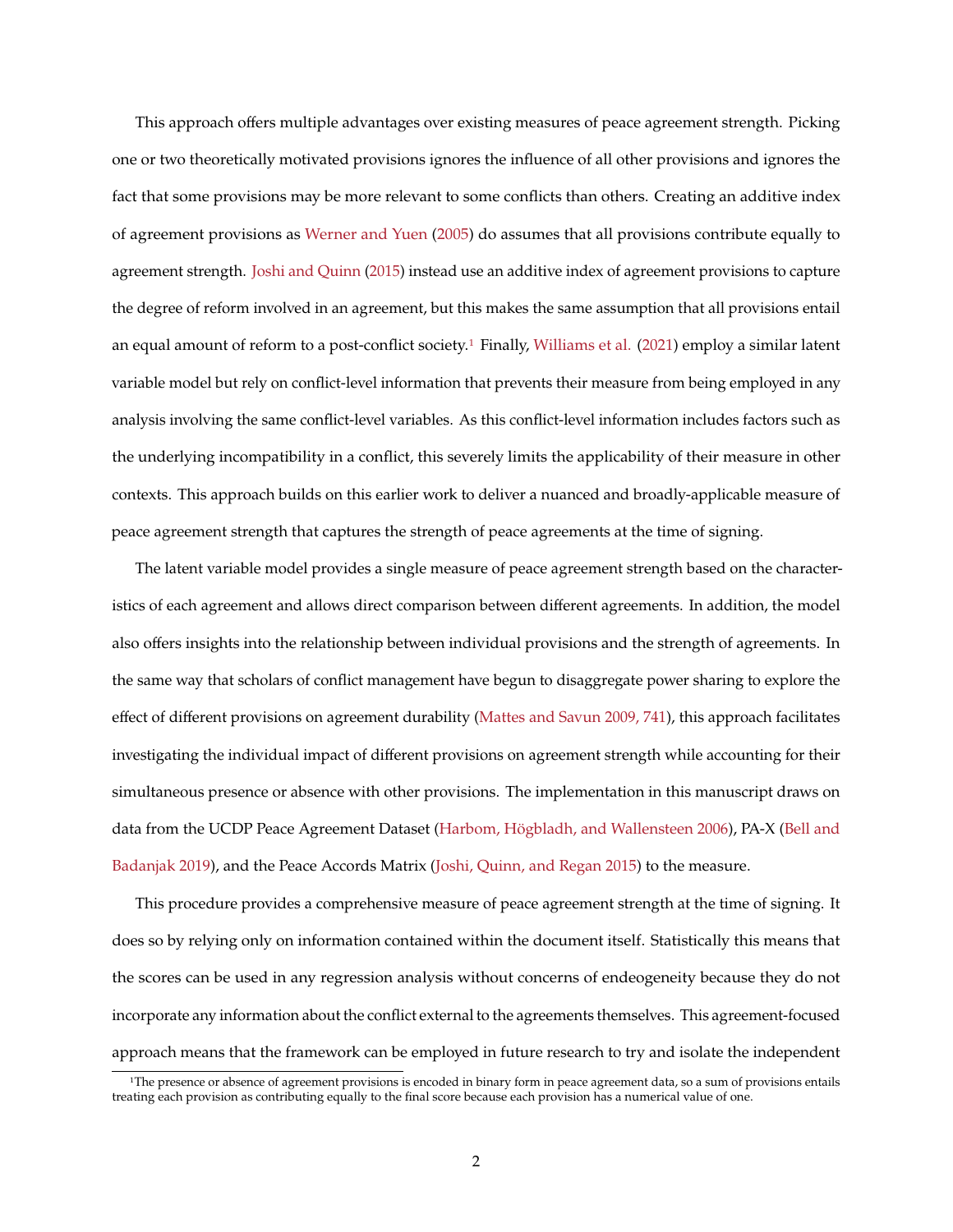This approach offers multiple advantages over existing measures of peace agreement strength. Picking one or two theoretically motivated provisions ignores the influence of all other provisions and ignores the fact that some provisions may be more relevant to some conflicts than others. Creating an additive index of agreement provisions as Werner and Yuen (2005) do assumes that all provisions contribute equally to agreement strength. Joshi and Quinn (2015) instead use an additive index of agreement provisions to capture the degree of reform involved in an agreement, but this makes the same assumption that all provisions entail an equal amount of reform to a post-conflict society.[1] Finally, Williams et al. (2021) employ a similar latent variable model but rely on conflict-level information that prevents their measure from being employed in any analysis involving the same conflict-level variables. As this conflict-level information includes factors such as the underlying incompatibility in a conflict, this severely limits the applicability of their measure in other contexts. This approach builds on this earlier work to deliver a nuanced and broadly-applicable measure of peace agreement strength that captures the strength of peace agreements at the time of signing.

The latent variable model provides a single measure of peace agreement strength based on the characteristics of each agreement and allows direct comparison between different agreements. In addition, the model also offers insights into the relationship between individual provisions and the strength of agreements. In the same way that scholars of conflict management have begun to disaggregate power sharing to explore the effect of different provisions on agreement durability (Mattes and Savun 2009, 741), this approach facilitates investigating the individual impact of different provisions on agreement strength while accounting for their simultaneous presence or absence with other provisions. The implementation in this manuscript draws on data from the UCDP Peace Agreement Dataset (Harbom, Högbladh, and Wallensteen 2006), PA-X (Bell and Badanjak 2019), and the Peace Accords Matrix (Joshi, Quinn, and Regan 2015) to the measure.

This procedure provides a comprehensive measure of peace agreement strength at the time of signing. It does so by relying only on information contained within the document itself. Statistically this means that the scores can be used in any regression analysis without concerns of endeogeneity because they do not incorporate any information about the conflict external to the agreements themselves. This agreement-focused approach means that the framework can be employed in future research to try and isolate the independent

[1] The presence or absence of agreement provisions is encoded in binary form in peace agreement data, so a sum of provisions entails treating each provision as contributing equally to the final score because each provision has a numerical value of one.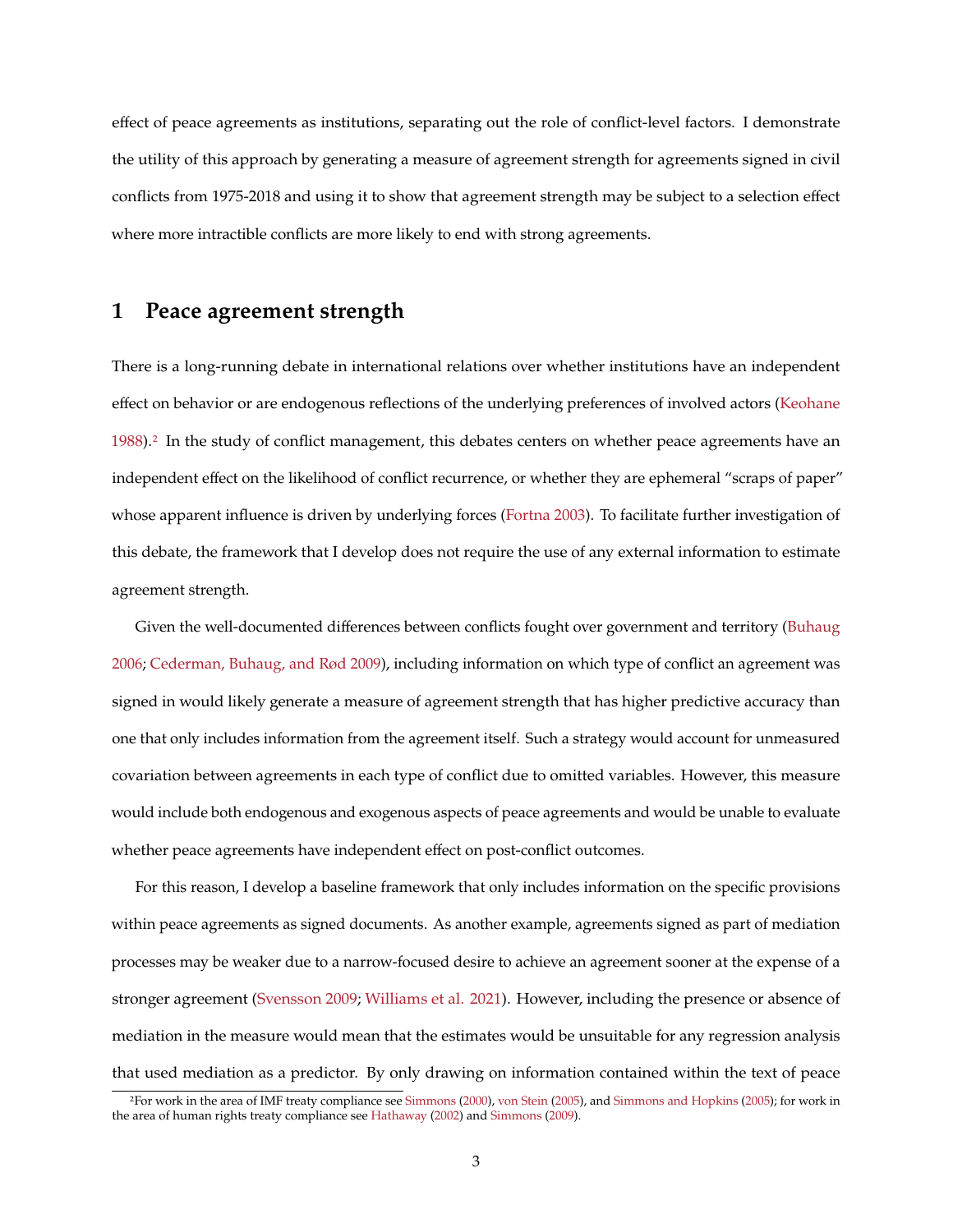effect of peace agreements as institutions, separating out the role of conflict-level factors. I demonstrate the utility of this approach by generating a measure of agreement strength for agreements signed in civil conflicts from 1975-2018 and using it to show that agreement strength may be subject to a selection effect where more intractible conflicts are more likely to end with strong agreements.

## 1 Peace agreement strength

There is a long-running debate in international relations over whether institutions have an independent effect on behavior or are endogenous reflections of the underlying preferences of involved actors (Keohane 1988).[2] In the study of conflict management, this debates centers on whether peace agreements have an independent effect on the likelihood of conflict recurrence, or whether they are ephemeral "scraps of paper" whose apparent influence is driven by underlying forces (Fortna 2003). To facilitate further investigation of this debate, the framework that I develop does not require the use of any external information to estimate agreement strength.

Given the well-documented differences between conflicts fought over government and territory (Buhaug 2006; Cederman, Buhaug, and Rød 2009), including information on which type of conflict an agreement was signed in would likely generate a measure of agreement strength that has higher predictive accuracy than one that only includes information from the agreement itself. Such a strategy would account for unmeasured covariation between agreements in each type of conflict due to omitted variables. However, this measure would include both endogenous and exogenous aspects of peace agreements and would be unable to evaluate whether peace agreements have independent effect on post-conflict outcomes.

For this reason, I develop a baseline framework that only includes information on the specific provisions within peace agreements as signed documents. As another example, agreements signed as part of mediation processes may be weaker due to a narrow-focused desire to achieve an agreement sooner at the expense of a stronger agreement (Svensson 2009; Williams et al. 2021). However, including the presence or absence of mediation in the measure would mean that the estimates would be unsuitable for any regression analysis that used mediation as a predictor. By only drawing on information contained within the text of peace

[2] For work in the area of IMF treaty compliance see Simmons (2000), von Stein (2005), and Simmons and Hopkins (2005); for work in the area of human rights treaty compliance see Hathaway (2002) and Simmons (2009).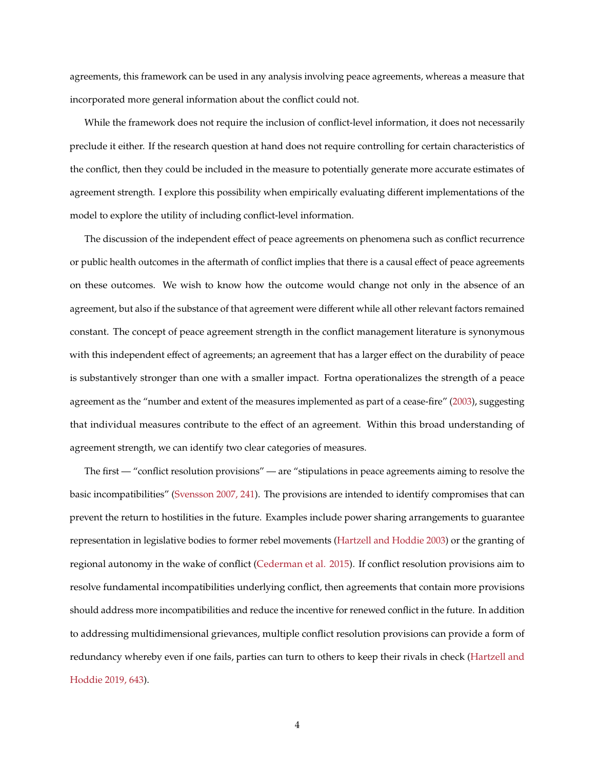agreements, this framework can be used in any analysis involving peace agreements, whereas a measure that incorporated more general information about the conflict could not.

While the framework does not require the inclusion of conflict-level information, it does not necessarily preclude it either. If the research question at hand does not require controlling for certain characteristics of the conflict, then they could be included in the measure to potentially generate more accurate estimates of agreement strength. I explore this possibility when empirically evaluating different implementations of the model to explore the utility of including conflict-level information.

The discussion of the independent effect of peace agreements on phenomena such as conflict recurrence or public health outcomes in the aftermath of conflict implies that there is a causal effect of peace agreements on these outcomes. We wish to know how the outcome would change not only in the absence of an agreement, but also if the substance of that agreement were different while all other relevant factors remained constant. The concept of peace agreement strength in the conflict management literature is synonymous with this independent effect of agreements; an agreement that has a larger effect on the durability of peace is substantively stronger than one with a smaller impact. Fortna operationalizes the strength of a peace agreement as the "number and extent of the measures implemented as part of a cease-fire" (2003), suggesting that individual measures contribute to the effect of an agreement. Within this broad understanding of agreement strength, we can identify two clear categories of measures.

The first — "conflict resolution provisions" — are "stipulations in peace agreements aiming to resolve the basic incompatibilities" (Svensson 2007, 241). The provisions are intended to identify compromises that can prevent the return to hostilities in the future. Examples include power sharing arrangements to guarantee representation in legislative bodies to former rebel movements (Hartzell and Hoddie 2003) or the granting of regional autonomy in the wake of conflict (Cederman et al. 2015). If conflict resolution provisions aim to resolve fundamental incompatibilities underlying conflict, then agreements that contain more provisions should address more incompatibilities and reduce the incentive for renewed conflict in the future. In addition to addressing multidimensional grievances, multiple conflict resolution provisions can provide a form of redundancy whereby even if one fails, parties can turn to others to keep their rivals in check (Hartzell and Hoddie 2019, 643).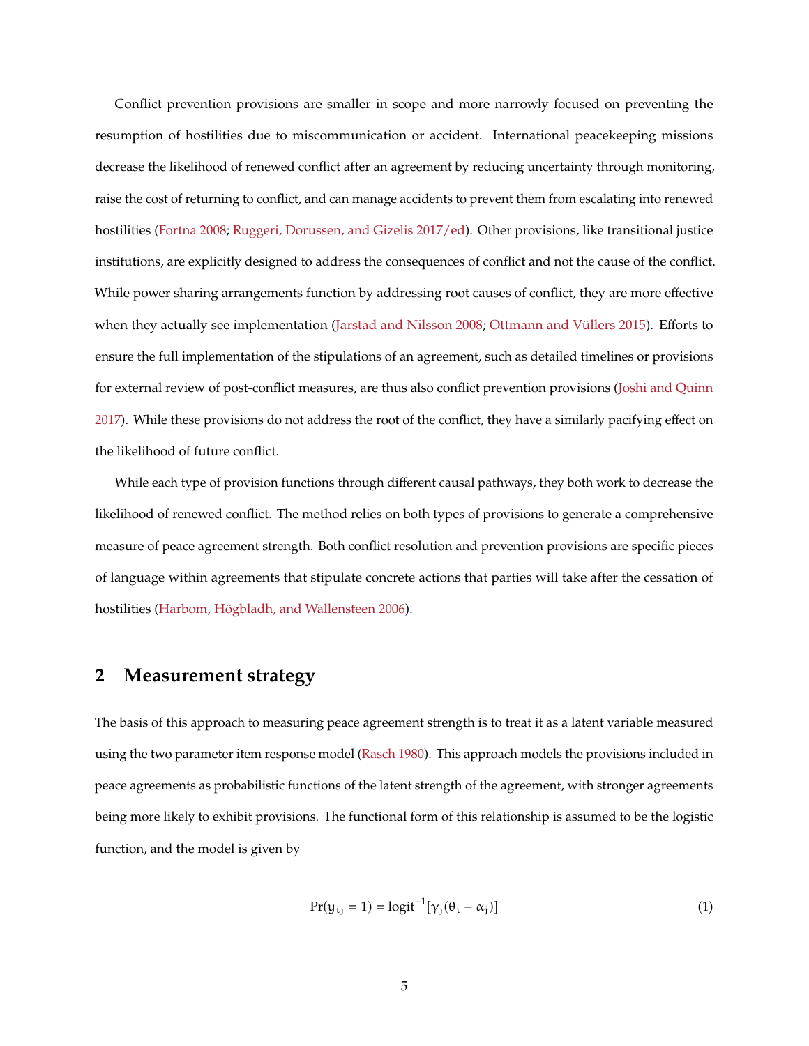Conflict prevention provisions are smaller in scope and more narrowly focused on preventing the resumption of hostilities due to miscommunication or accident. International peacekeeping missions decrease the likelihood of renewed conflict after an agreement by reducing uncertainty through monitoring, raise the cost of returning to conflict, and can manage accidents to prevent them from escalating into renewed hostilities (Fortna 2008; Ruggeri, Dorussen, and Gizelis 2017/ed). Other provisions, like transitional justice institutions, are explicitly designed to address the consequences of conflict and not the cause of the conflict. While power sharing arrangements function by addressing root causes of conflict, they are more effective when they actually see implementation (Jarstad and Nilsson 2008; Ottmann and Vüllers 2015). Efforts to ensure the full implementation of the stipulations of an agreement, such as detailed timelines or provisions for external review of post-conflict measures, are thus also conflict prevention provisions (Joshi and Quinn 2017). While these provisions do not address the root of the conflict, they have a similarly pacifying effect on the likelihood of future conflict.

While each type of provision functions through different causal pathways, they both work to decrease the likelihood of renewed conflict. The method relies on both types of provisions to generate a comprehensive measure of peace agreement strength. Both conflict resolution and prevention provisions are specific pieces of language within agreements that stipulate concrete actions that parties will take after the cessation of hostilities (Harbom, Högbladh, and Wallensteen 2006).

## 2 Measurement strategy

The basis of this approach to measuring peace agreement strength is to treat it as a latent variable measured using the two parameter item response model (Rasch 1980). This approach models the provisions included in peace agreements as probabilistic functions of the latent strength of the agreement, with stronger agreements being more likely to exhibit provisions. The functional form of this relationship is assumed to be the logistic function, and the model is given by

$$\Pr(y_{ij} = 1) = \text{logit}^{-1}[\gamma_j(\theta_i - \alpha_j)] \tag{1}$$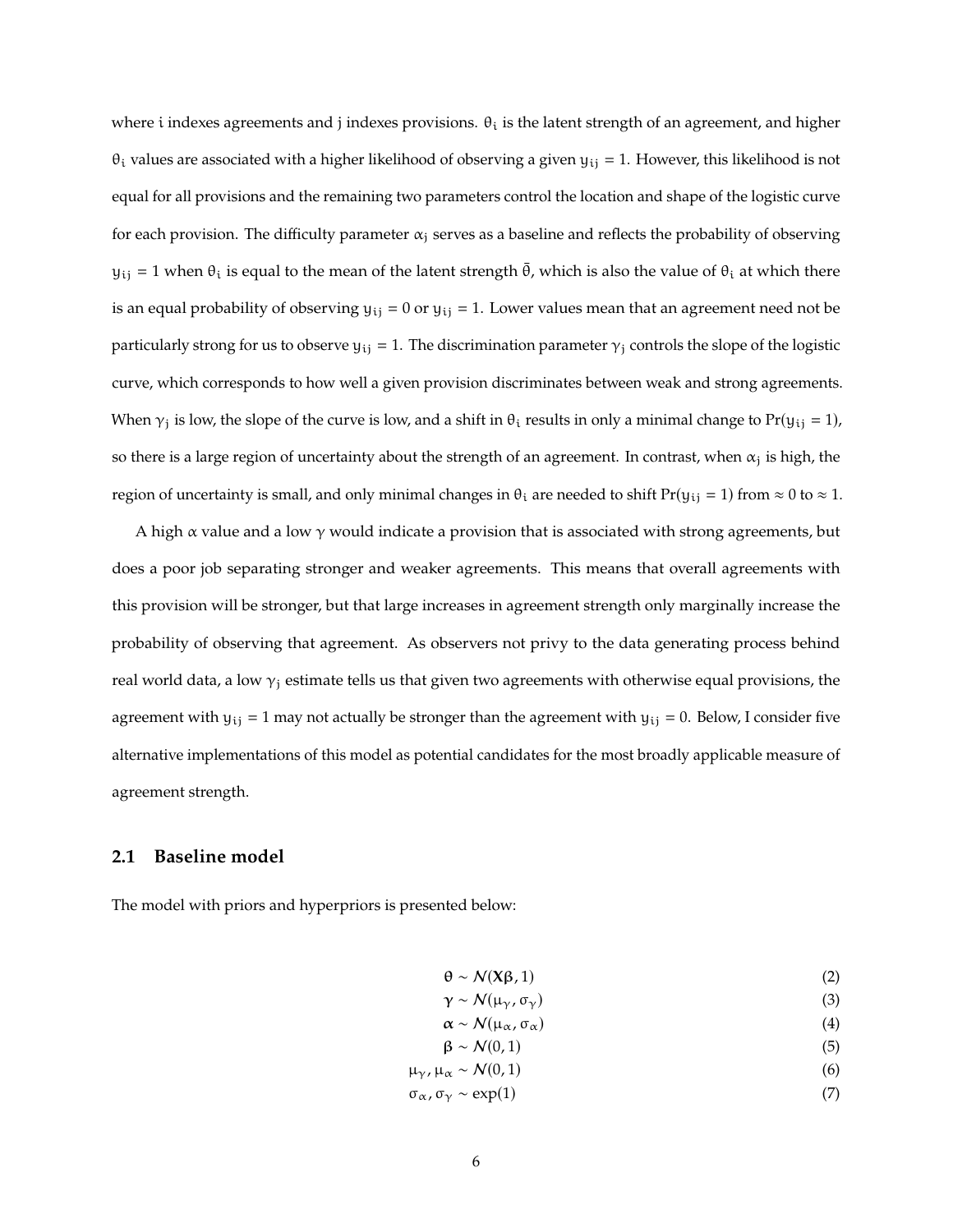where $i$ indexes agreements and $j$ indexes provisions. $\theta_i$ is the latent strength of an agreement, and higher $\theta_i$ values are associated with a higher likelihood of observing a given $y_{ij} = 1$. However, this likelihood is not equal for all provisions and the remaining two parameters control the location and shape of the logistic curve for each provision. The difficulty parameter $\alpha_j$ serves as a baseline and reflects the probability of observing $y_{ij} = 1$ when $\theta_i$ is equal to the mean of the latent strength $\bar{\theta}$, which is also the value of $\theta_i$ at which there is an equal probability of observing $y_{ij} = 0$ or $y_{ij} = 1$. Lower values mean that an agreement need not be particularly strong for us to observe $y_{ij} = 1$. The discrimination parameter $\gamma_j$ controls the slope of the logistic curve, which corresponds to how well a given provision discriminates between weak and strong agreements. When $\gamma_j$ is low, the slope of the curve is low, and a shift in $\theta_i$ results in only a minimal change to $\Pr(y_{ij} = 1)$, so there is a large region of uncertainty about the strength of an agreement. In contrast, when $\alpha_j$ is high, the region of uncertainty is small, and only minimal changes in $\theta_i$ are needed to shift $\Pr(y_{ij} = 1)$ from $\approx 0$ to $\approx 1$.

A high $\alpha$ value and a low $\gamma$ would indicate a provision that is associated with strong agreements, but does a poor job separating stronger and weaker agreements. This means that overall agreements with this provision will be stronger, but that large increases in agreement strength only marginally increase the probability of observing that agreement. As observers not privy to the data generating process behind real world data, a low $\gamma_j$ estimate tells us that given two agreements with otherwise equal provisions, the agreement with $y_{ij} = 1$ may not actually be stronger than the agreement with $y_{ij} = 0$. Below, I consider five alternative implementations of this model as potential candidates for the most broadly applicable measure of agreement strength.

## 2.1 Baseline model

The model with priors and hyperpriors is presented below:

$$\boldsymbol{\theta} \sim \mathcal{N}(\mathbf{X}\boldsymbol{\beta}, 1) \tag{2}$$

$$\boldsymbol{\gamma} \sim \mathcal{N}(\mu_\gamma, \sigma_\gamma) \tag{3}$$

$$\boldsymbol{\alpha} \sim \mathcal{N}(\mu_\alpha, \sigma_\alpha) \tag{4}$$

$$\boldsymbol{\beta} \sim \mathcal{N}(0, 1) \tag{5}$$

$$\mu_\gamma, \mu_\alpha \sim \mathcal{N}(0, 1) \tag{6}$$

$$\sigma_\alpha, \sigma_\gamma \sim \exp(1) \tag{7}$$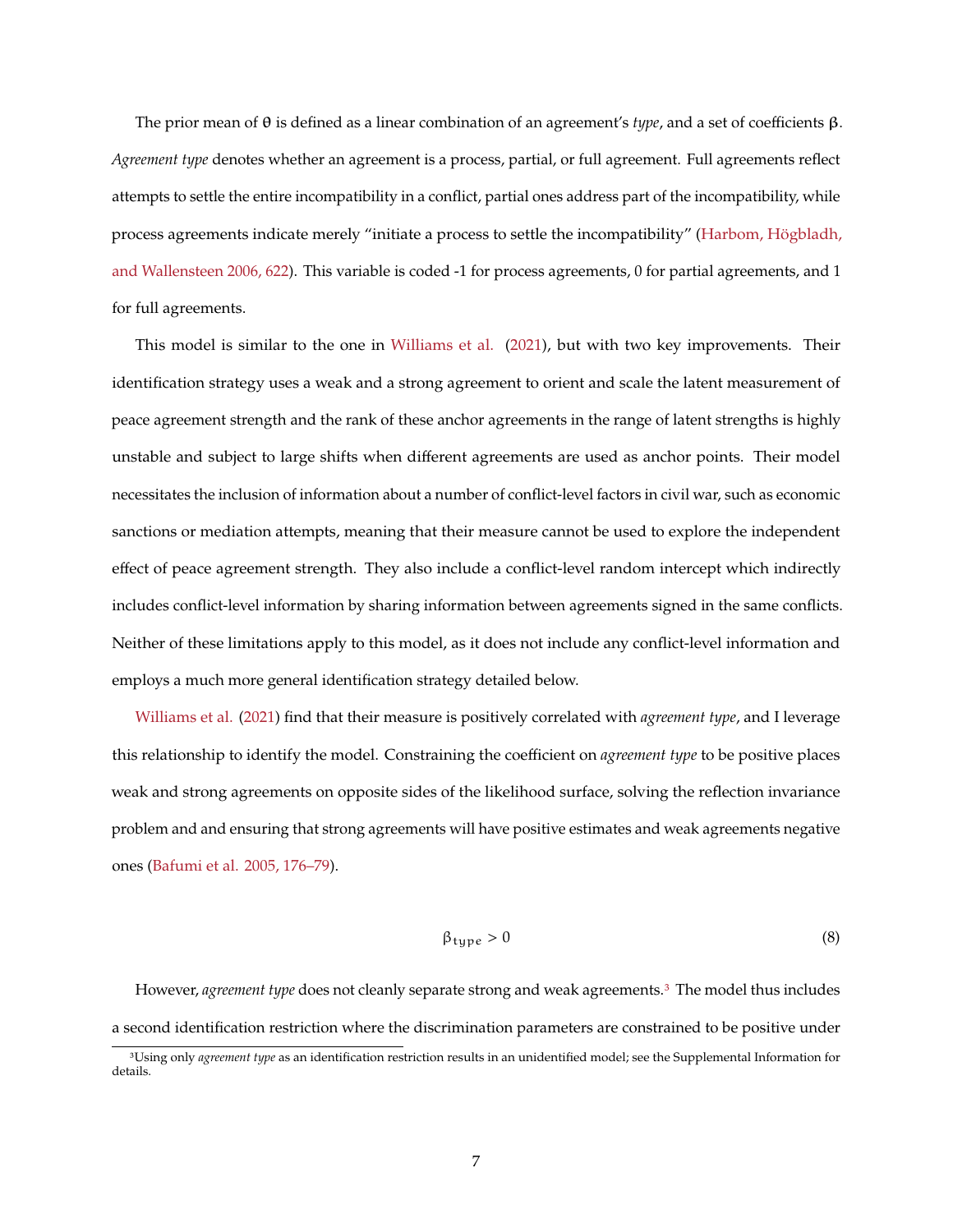The prior mean of $\theta$ is defined as a linear combination of an agreement's *type*, and a set of coefficients $\beta$. *Agreement type* denotes whether an agreement is a process, partial, or full agreement. Full agreements reflect attempts to settle the entire incompatibility in a conflict, partial ones address part of the incompatibility, while process agreements indicate merely "initiate a process to settle the incompatibility" (Harbom, Högbladh, and Wallensteen 2006, 622). This variable is coded -1 for process agreements, 0 for partial agreements, and 1 for full agreements.

This model is similar to the one in Williams et al. (2021), but with two key improvements. Their identification strategy uses a weak and a strong agreement to orient and scale the latent measurement of peace agreement strength and the rank of these anchor agreements in the range of latent strengths is highly unstable and subject to large shifts when different agreements are used as anchor points. Their model necessitates the inclusion of information about a number of conflict-level factors in civil war, such as economic sanctions or mediation attempts, meaning that their measure cannot be used to explore the independent effect of peace agreement strength. They also include a conflict-level random intercept which indirectly includes conflict-level information by sharing information between agreements signed in the same conflicts. Neither of these limitations apply to this model, as it does not include any conflict-level information and employs a much more general identification strategy detailed below.

Williams et al. (2021) find that their measure is positively correlated with *agreement type*, and I leverage this relationship to identify the model. Constraining the coefficient on *agreement type* to be positive places weak and strong agreements on opposite sides of the likelihood surface, solving the reflection invariance problem and and ensuring that strong agreements will have positive estimates and weak agreements negative ones (Bafumi et al. 2005, 176–79).

$$\beta_{type} > 0 \tag{8}$$

However, *agreement type* does not cleanly separate strong and weak agreements.[3] The model thus includes a second identification restriction where the discrimination parameters are constrained to be positive under

[3] Using only *agreement type* as an identification restriction results in an unidentified model; see the Supplemental Information for details.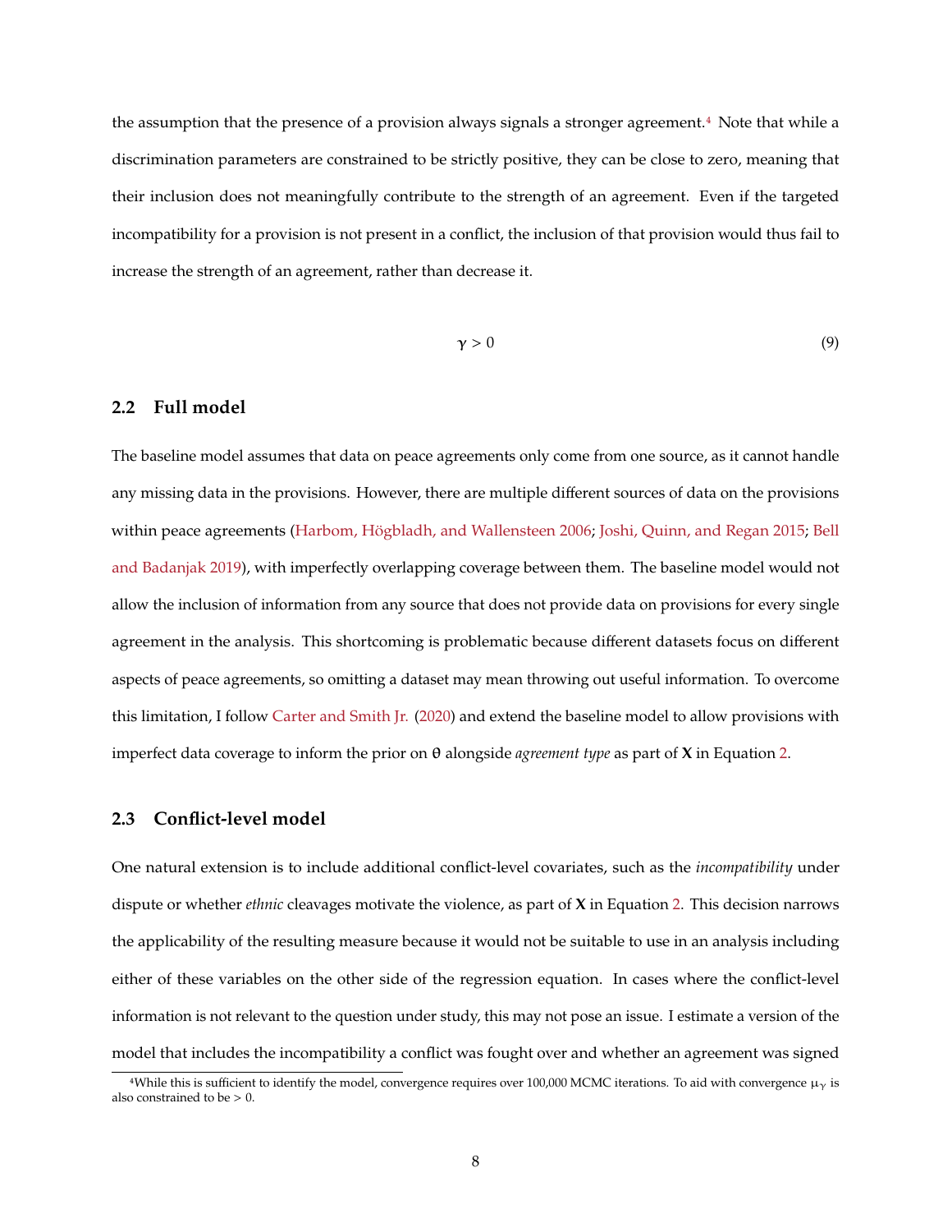the assumption that the presence of a provision always signals a stronger agreement.[4] Note that while a discrimination parameters are constrained to be strictly positive, they can be close to zero, meaning that their inclusion does not meaningfully contribute to the strength of an agreement. Even if the targeted incompatibility for a provision is not present in a conflict, the inclusion of that provision would thus fail to increase the strength of an agreement, rather than decrease it.

$$\gamma > 0 \tag{9}$$

## 2.2 Full model

The baseline model assumes that data on peace agreements only come from one source, as it cannot handle any missing data in the provisions. However, there are multiple different sources of data on the provisions within peace agreements (Harbom, Högbladh, and Wallensteen 2006; Joshi, Quinn, and Regan 2015; Bell and Badanjak 2019), with imperfectly overlapping coverage between them. The baseline model would not allow the inclusion of information from any source that does not provide data on provisions for every single agreement in the analysis. This shortcoming is problematic because different datasets focus on different aspects of peace agreements, so omitting a dataset may mean throwing out useful information. To overcome this limitation, I follow Carter and Smith Jr. (2020) and extend the baseline model to allow provisions with imperfect data coverage to inform the prior on $\theta$ alongside *agreement type* as part of $\mathbf{X}$ in Equation 2.

## 2.3 Conflict-level model

One natural extension is to include additional conflict-level covariates, such as the *incompatibility* under dispute or whether *ethnic* cleavages motivate the violence, as part of $\mathbf{X}$ in Equation 2. This decision narrows the applicability of the resulting measure because it would not be suitable to use in an analysis including either of these variables on the other side of the regression equation. In cases where the conflict-level information is not relevant to the question under study, this may not pose an issue. I estimate a version of the model that includes the incompatibility a conflict was fought over and whether an agreement was signed

[4] While this is sufficient to identify the model, convergence requires over 100,000 MCMC iterations. To aid with convergence $\mu_\gamma$ is also constrained to be $> 0$.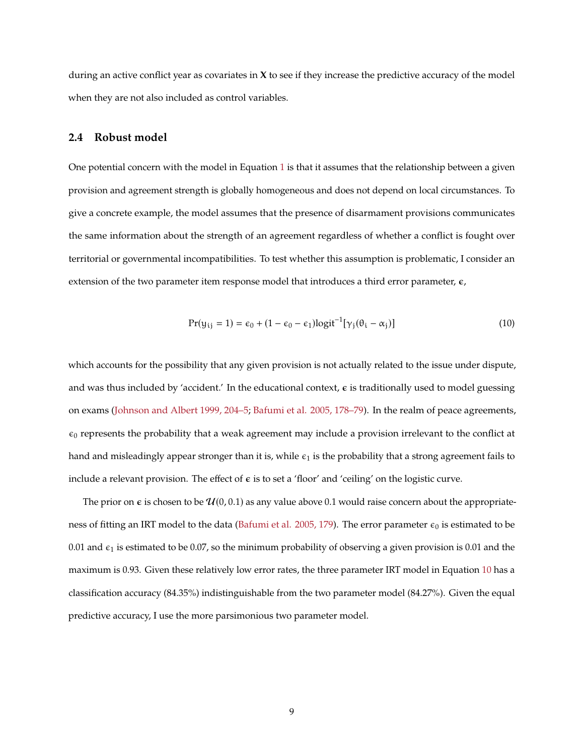during an active conflict year as covariates in $\mathbf{X}$ to see if they increase the predictive accuracy of the model when they are not also included as control variables.

### 2.4 Robust model

One potential concern with the model in Equation 1 is that it assumes that the relationship between a given provision and agreement strength is globally homogeneous and does not depend on local circumstances. To give a concrete example, the model assumes that the presence of disarmament provisions communicates the same information about the strength of an agreement regardless of whether a conflict is fought over territorial or governmental incompatibilities. To test whether this assumption is problematic, I consider an extension of the two parameter item response model that introduces a third error parameter, $\boldsymbol{\epsilon}$,

$$\Pr(y_{ij} = 1) = \epsilon_0 + (1 - \epsilon_0 - \epsilon_1)\text{logit}^{-1}[\gamma_j(\theta_i - \alpha_j)] \tag{10}$$

which accounts for the possibility that any given provision is not actually related to the issue under dispute, and was thus included by 'accident.' In the educational context, $\boldsymbol{\epsilon}$ is traditionally used to model guessing on exams (Johnson and Albert 1999, 204–5; Bafumi et al. 2005, 178–79). In the realm of peace agreements, $\epsilon_0$ represents the probability that a weak agreement may include a provision irrelevant to the conflict at hand and misleadingly appear stronger than it is, while $\epsilon_1$ is the probability that a strong agreement fails to include a relevant provision. The effect of $\boldsymbol{\epsilon}$ is to set a 'floor' and 'ceiling' on the logistic curve.

The prior on $\boldsymbol{\epsilon}$ is chosen to be $\mathcal{U}(0, 0.1)$ as any value above 0.1 would raise concern about the appropriateness of fitting an IRT model to the data (Bafumi et al. 2005, 179). The error parameter $\epsilon_0$ is estimated to be 0.01 and $\epsilon_1$ is estimated to be 0.07, so the minimum probability of observing a given provision is 0.01 and the maximum is 0.93. Given these relatively low error rates, the three parameter IRT model in Equation 10 has a classification accuracy (84.35%) indistinguishable from the two parameter model (84.27%). Given the equal predictive accuracy, I use the more parsimonious two parameter model.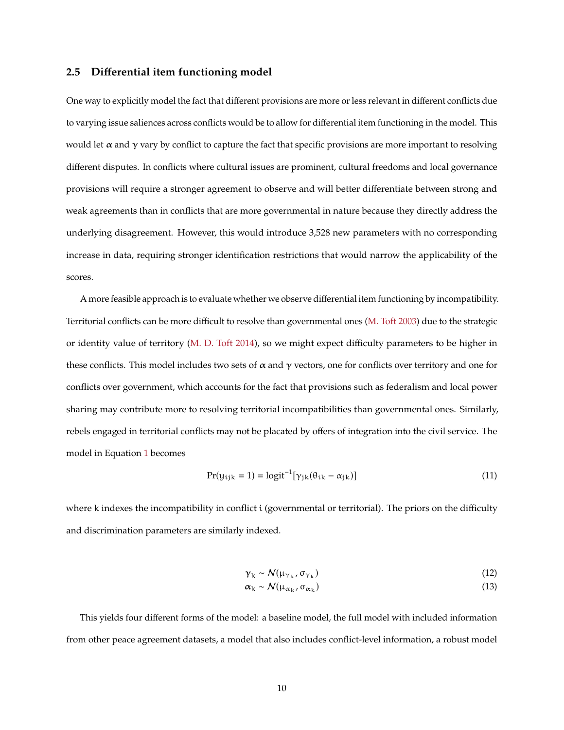### 2.5 Differential item functioning model

One way to explicitly model the fact that different provisions are more or less relevant in different conflicts due to varying issue saliences across conflicts would be to allow for differential item functioning in the model. This would let $\boldsymbol{\alpha}$ and $\boldsymbol{\gamma}$ vary by conflict to capture the fact that specific provisions are more important to resolving different disputes. In conflicts where cultural issues are prominent, cultural freedoms and local governance provisions will require a stronger agreement to observe and will better differentiate between strong and weak agreements than in conflicts that are more governmental in nature because they directly address the underlying disagreement. However, this would introduce 3,528 new parameters with no corresponding increase in data, requiring stronger identification restrictions that would narrow the applicability of the scores.

A more feasible approach is to evaluate whether we observe differential item functioning by incompatibility. Territorial conflicts can be more difficult to resolve than governmental ones (M. Toft 2003) due to the strategic or identity value of territory (M. D. Toft 2014), so we might expect difficulty parameters to be higher in these conflicts. This model includes two sets of $\boldsymbol{\alpha}$ and $\boldsymbol{\gamma}$ vectors, one for conflicts over territory and one for conflicts over government, which accounts for the fact that provisions such as federalism and local power sharing may contribute more to resolving territorial incompatibilities than governmental ones. Similarly, rebels engaged in territorial conflicts may not be placated by offers of integration into the civil service. The model in Equation 1 becomes

$$\Pr(y_{ijk} = 1) = \text{logit}^{-1}[\gamma_{jk}(\theta_{ik} - \alpha_{jk})] \tag{11}$$

where $k$ indexes the incompatibility in conflict $i$ (governmental or territorial). The priors on the difficulty and discrimination parameters are similarly indexed.

$$\boldsymbol{\gamma}_k \sim \mathcal{N}(\mu_{\gamma_k}, \sigma_{\gamma_k}) \tag{12}$$

$$\boldsymbol{\alpha}_k \sim \mathcal{N}(\mu_{\alpha_k}, \sigma_{\alpha_k}) \tag{13}$$

This yields four different forms of the model: a baseline model, the full model with included information from other peace agreement datasets, a model that also includes conflict-level information, a robust model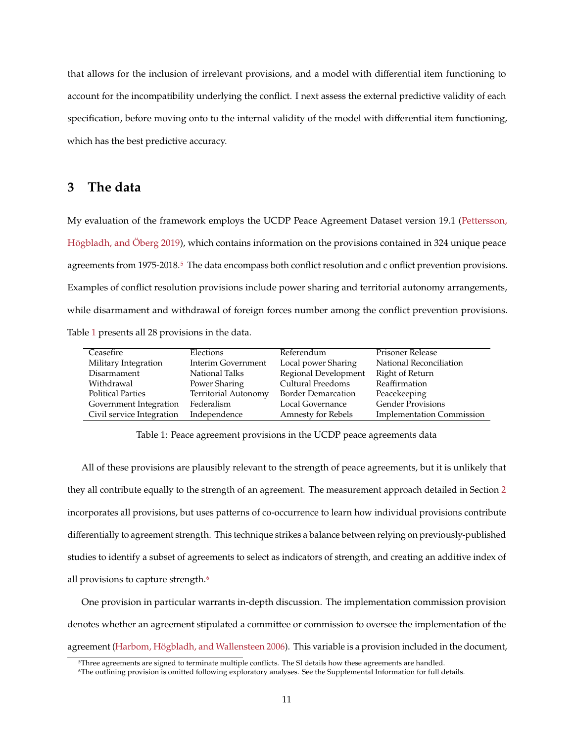that allows for the inclusion of irrelevant provisions, and a model with differential item functioning to account for the incompatibility underlying the conflict. I next assess the external predictive validity of each specification, before moving onto to the internal validity of the model with differential item functioning, which has the best predictive accuracy.

## 3 The data

My evaluation of the framework employs the UCDP Peace Agreement Dataset version 19.1 (Pettersson, Högbladh, and Öberg 2019), which contains information on the provisions contained in 324 unique peace agreements from 1975-2018.[5] The data encompass both conflict resolution and c onflict prevention provisions. Examples of conflict resolution provisions include power sharing and territorial autonomy arrangements, while disarmament and withdrawal of foreign forces number among the conflict prevention provisions. Table 1 presents all 28 provisions in the data.

| | | | |
|---|---|---|---|
| Ceasefire | Elections | Referendum | Prisoner Release |
| Military Integration | Interim Government | Local power Sharing | National Reconciliation |
| Disarmament | National Talks | Regional Development | Right of Return |
| Withdrawal | Power Sharing | Cultural Freedoms | Reaffirmation |
| Political Parties | Territorial Autonomy | Border Demarcation | Peacekeeping |
| Government Integration | Federalism | Local Governance | Gender Provisions |
| Civil service Integration | Independence | Amnesty for Rebels | Implementation Commission |

Table 1: Peace agreement provisions in the UCDP peace agreements data

All of these provisions are plausibly relevant to the strength of peace agreements, but it is unlikely that they all contribute equally to the strength of an agreement. The measurement approach detailed in Section 2 incorporates all provisions, but uses patterns of co-occurrence to learn how individual provisions contribute differentially to agreement strength. This technique strikes a balance between relying on previously-published studies to identify a subset of agreements to select as indicators of strength, and creating an additive index of all provisions to capture strength.[6]

One provision in particular warrants in-depth discussion. The implementation commission provision denotes whether an agreement stipulated a committee or commission to oversee the implementation of the agreement (Harbom, Högbladh, and Wallensteen 2006). This variable is a provision included in the document,

[5]Three agreements are signed to terminate multiple conflicts. The SI details how these agreements are handled.

[6]The outlining provision is omitted following exploratory analyses. See the Supplemental Information for full details.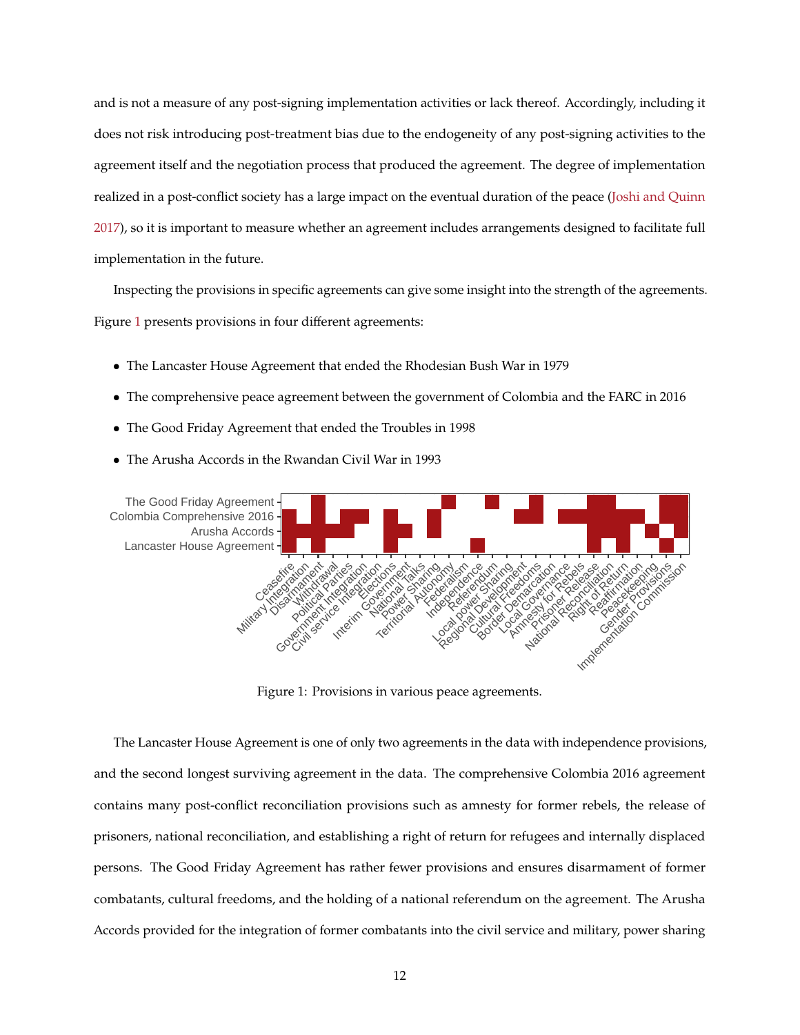and is not a measure of any post-signing implementation activities or lack thereof. Accordingly, including it does not risk introducing post-treatment bias due to the endogeneity of any post-signing activities to the agreement itself and the negotiation process that produced the agreement. The degree of implementation realized in a post-conflict society has a large impact on the eventual duration of the peace (Joshi and Quinn 2017), so it is important to measure whether an agreement includes arrangements designed to facilitate full implementation in the future.

Inspecting the provisions in specific agreements can give some insight into the strength of the agreements. Figure 1 presents provisions in four different agreements:

- The Lancaster House Agreement that ended the Rhodesian Bush War in 1979
- The comprehensive peace agreement between the government of Colombia and the FARC in 2016
- The Good Friday Agreement that ended the Troubles in 1998
- The Arusha Accords in the Rwandan Civil War in 1993

Figure 1: Provisions in various peace agreements.

The Lancaster House Agreement is one of only two agreements in the data with independence provisions, and the second longest surviving agreement in the data. The comprehensive Colombia 2016 agreement contains many post-conflict reconciliation provisions such as amnesty for former rebels, the release of prisoners, national reconciliation, and establishing a right of return for refugees and internally displaced persons. The Good Friday Agreement has rather fewer provisions and ensures disarmament of former combatants, cultural freedoms, and the holding of a national referendum on the agreement. The Arusha Accords provided for the integration of former combatants into the civil service and military, power sharing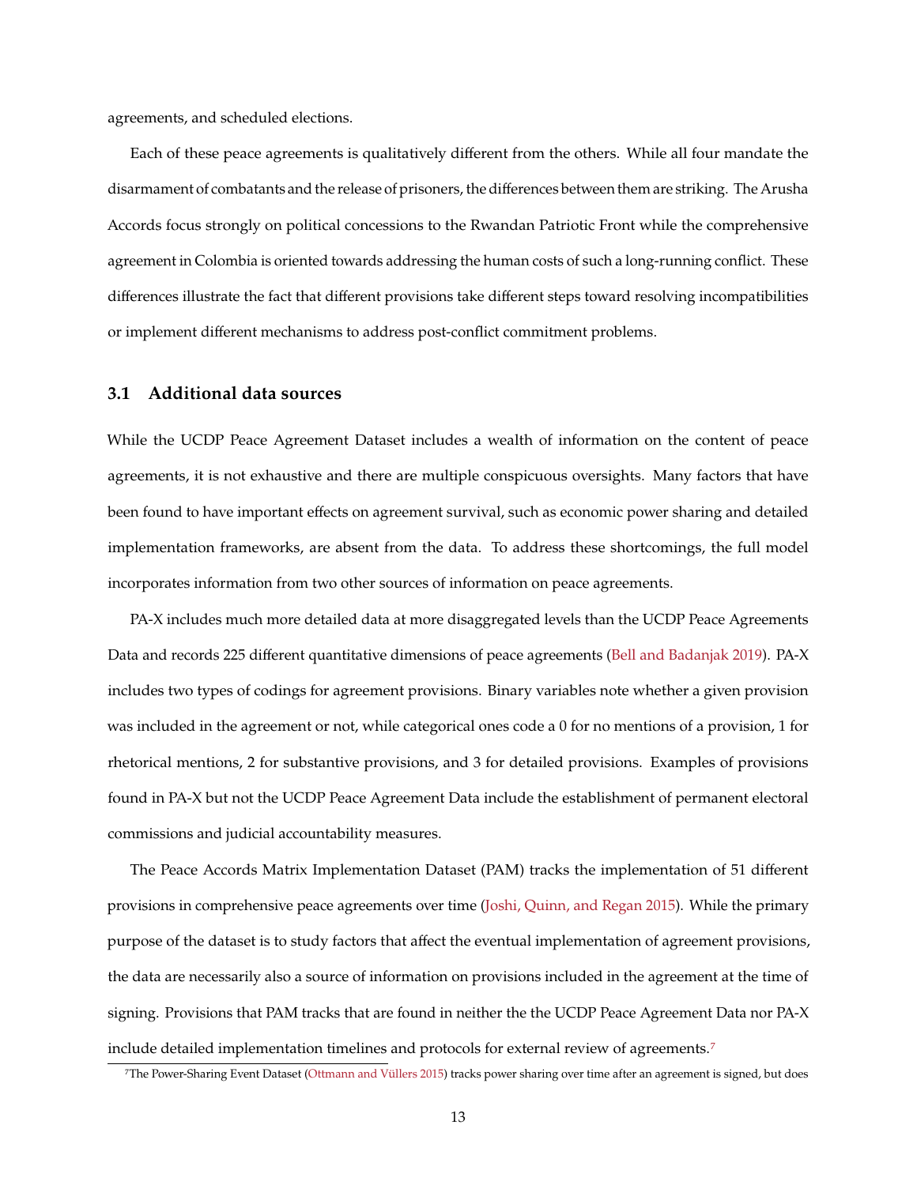agreements, and scheduled elections.

Each of these peace agreements is qualitatively different from the others. While all four mandate the disarmament of combatants and the release of prisoners, the differences between them are striking. The Arusha Accords focus strongly on political concessions to the Rwandan Patriotic Front while the comprehensive agreement in Colombia is oriented towards addressing the human costs of such a long-running conflict. These differences illustrate the fact that different provisions take different steps toward resolving incompatibilities or implement different mechanisms to address post-conflict commitment problems.

### 3.1 Additional data sources

While the UCDP Peace Agreement Dataset includes a wealth of information on the content of peace agreements, it is not exhaustive and there are multiple conspicuous oversights. Many factors that have been found to have important effects on agreement survival, such as economic power sharing and detailed implementation frameworks, are absent from the data. To address these shortcomings, the full model incorporates information from two other sources of information on peace agreements.

PA-X includes much more detailed data at more disaggregated levels than the UCDP Peace Agreements Data and records 225 different quantitative dimensions of peace agreements (Bell and Badanjak 2019). PA-X includes two types of codings for agreement provisions. Binary variables note whether a given provision was included in the agreement or not, while categorical ones code a 0 for no mentions of a provision, 1 for rhetorical mentions, 2 for substantive provisions, and 3 for detailed provisions. Examples of provisions found in PA-X but not the UCDP Peace Agreement Data include the establishment of permanent electoral commissions and judicial accountability measures.

The Peace Accords Matrix Implementation Dataset (PAM) tracks the implementation of 51 different provisions in comprehensive peace agreements over time (Joshi, Quinn, and Regan 2015). While the primary purpose of the dataset is to study factors that affect the eventual implementation of agreement provisions, the data are necessarily also a source of information on provisions included in the agreement at the time of signing. Provisions that PAM tracks that are found in neither the the UCDP Peace Agreement Data nor PA-X include detailed implementation timelines and protocols for external review of agreements.[7]

[7]The Power-Sharing Event Dataset (Ottmann and Vüllers 2015) tracks power sharing over time after an agreement is signed, but does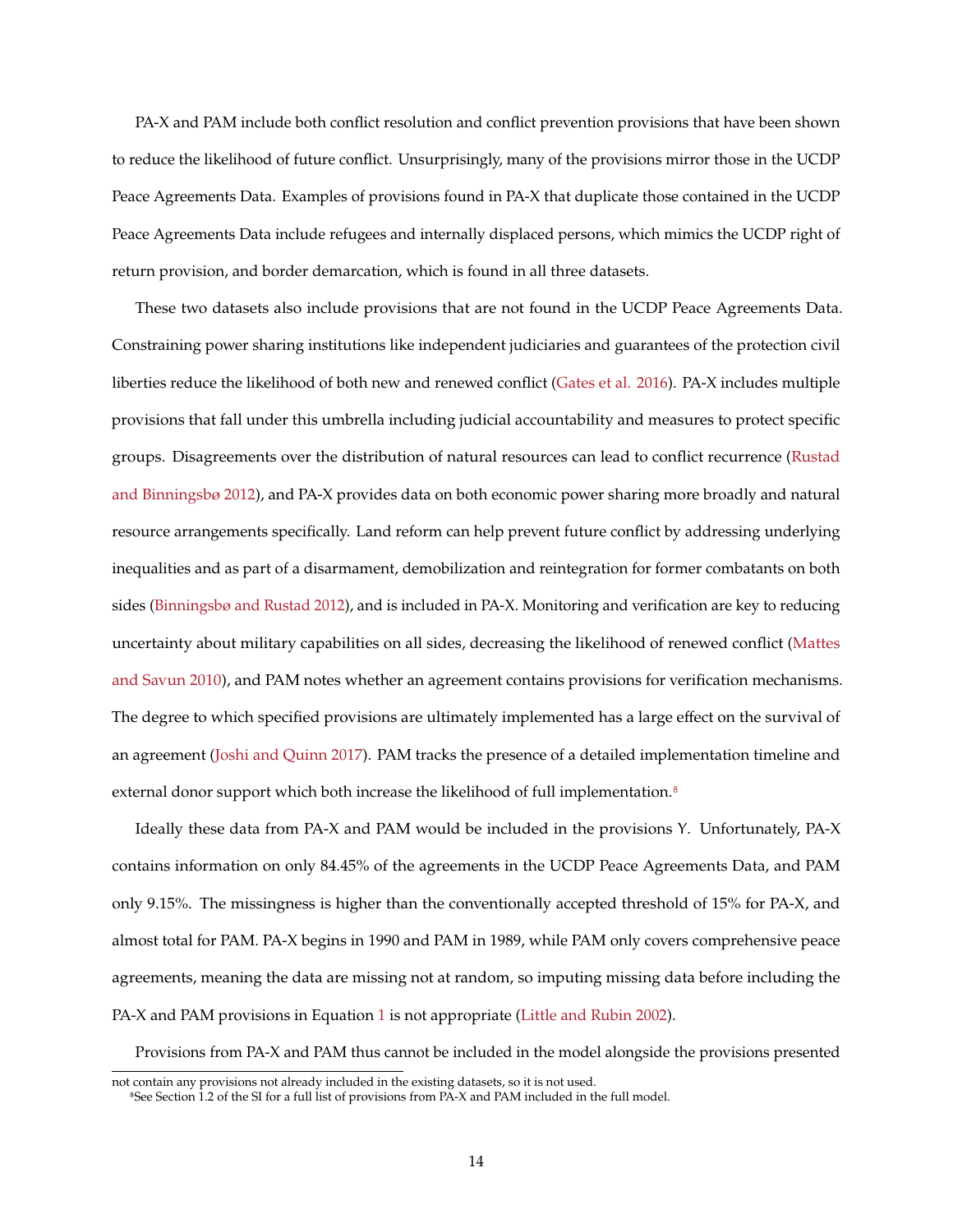PA-X and PAM include both conflict resolution and conflict prevention provisions that have been shown to reduce the likelihood of future conflict. Unsurprisingly, many of the provisions mirror those in the UCDP Peace Agreements Data. Examples of provisions found in PA-X that duplicate those contained in the UCDP Peace Agreements Data include refugees and internally displaced persons, which mimics the UCDP right of return provision, and border demarcation, which is found in all three datasets.

These two datasets also include provisions that are not found in the UCDP Peace Agreements Data. Constraining power sharing institutions like independent judiciaries and guarantees of the protection civil liberties reduce the likelihood of both new and renewed conflict (Gates et al. 2016). PA-X includes multiple provisions that fall under this umbrella including judicial accountability and measures to protect specific groups. Disagreements over the distribution of natural resources can lead to conflict recurrence (Rustad and Binningsbø 2012), and PA-X provides data on both economic power sharing more broadly and natural resource arrangements specifically. Land reform can help prevent future conflict by addressing underlying inequalities and as part of a disarmament, demobilization and reintegration for former combatants on both sides (Binningsbø and Rustad 2012), and is included in PA-X. Monitoring and verification are key to reducing uncertainty about military capabilities on all sides, decreasing the likelihood of renewed conflict (Mattes and Savun 2010), and PAM notes whether an agreement contains provisions for verification mechanisms. The degree to which specified provisions are ultimately implemented has a large effect on the survival of an agreement (Joshi and Quinn 2017). PAM tracks the presence of a detailed implementation timeline and external donor support which both increase the likelihood of full implementation.[8]

Ideally these data from PA-X and PAM would be included in the provisions $Y$. Unfortunately, PA-X contains information on only 84.45% of the agreements in the UCDP Peace Agreements Data, and PAM only 9.15%. The missingness is higher than the conventionally accepted threshold of 15% for PA-X, and almost total for PAM. PA-X begins in 1990 and PAM in 1989, while PAM only covers comprehensive peace agreements, meaning the data are missing not at random, so imputing missing data before including the PA-X and PAM provisions in Equation 1 is not appropriate (Little and Rubin 2002).

Provisions from PA-X and PAM thus cannot be included in the model alongside the provisions presented

---

not contain any provisions not already included in the existing datasets, so it is not used.

[8] See Section 1.2 of the SI for a full list of provisions from PA-X and PAM included in the full model.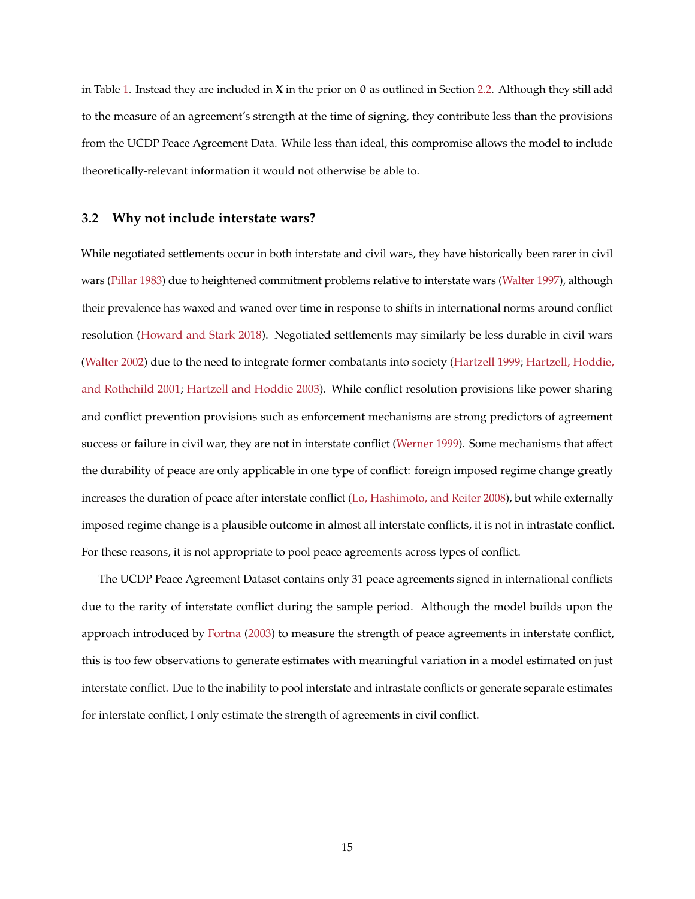in Table 1. Instead they are included in $\mathbf{X}$ in the prior on $\theta$ as outlined in Section 2.2. Although they still add to the measure of an agreement's strength at the time of signing, they contribute less than the provisions from the UCDP Peace Agreement Data. While less than ideal, this compromise allows the model to include theoretically-relevant information it would not otherwise be able to.

### 3.2 Why not include interstate wars?

While negotiated settlements occur in both interstate and civil wars, they have historically been rarer in civil wars (Pillar 1983) due to heightened commitment problems relative to interstate wars (Walter 1997), although their prevalence has waxed and waned over time in response to shifts in international norms around conflict resolution (Howard and Stark 2018). Negotiated settlements may similarly be less durable in civil wars (Walter 2002) due to the need to integrate former combatants into society (Hartzell 1999; Hartzell, Hoddie, and Rothchild 2001; Hartzell and Hoddie 2003). While conflict resolution provisions like power sharing and conflict prevention provisions such as enforcement mechanisms are strong predictors of agreement success or failure in civil war, they are not in interstate conflict (Werner 1999). Some mechanisms that affect the durability of peace are only applicable in one type of conflict: foreign imposed regime change greatly increases the duration of peace after interstate conflict (Lo, Hashimoto, and Reiter 2008), but while externally imposed regime change is a plausible outcome in almost all interstate conflicts, it is not in intrastate conflict. For these reasons, it is not appropriate to pool peace agreements across types of conflict.

The UCDP Peace Agreement Dataset contains only 31 peace agreements signed in international conflicts due to the rarity of interstate conflict during the sample period. Although the model builds upon the approach introduced by Fortna (2003) to measure the strength of peace agreements in interstate conflict, this is too few observations to generate estimates with meaningful variation in a model estimated on just interstate conflict. Due to the inability to pool interstate and intrastate conflicts or generate separate estimates for interstate conflict, I only estimate the strength of agreements in civil conflict.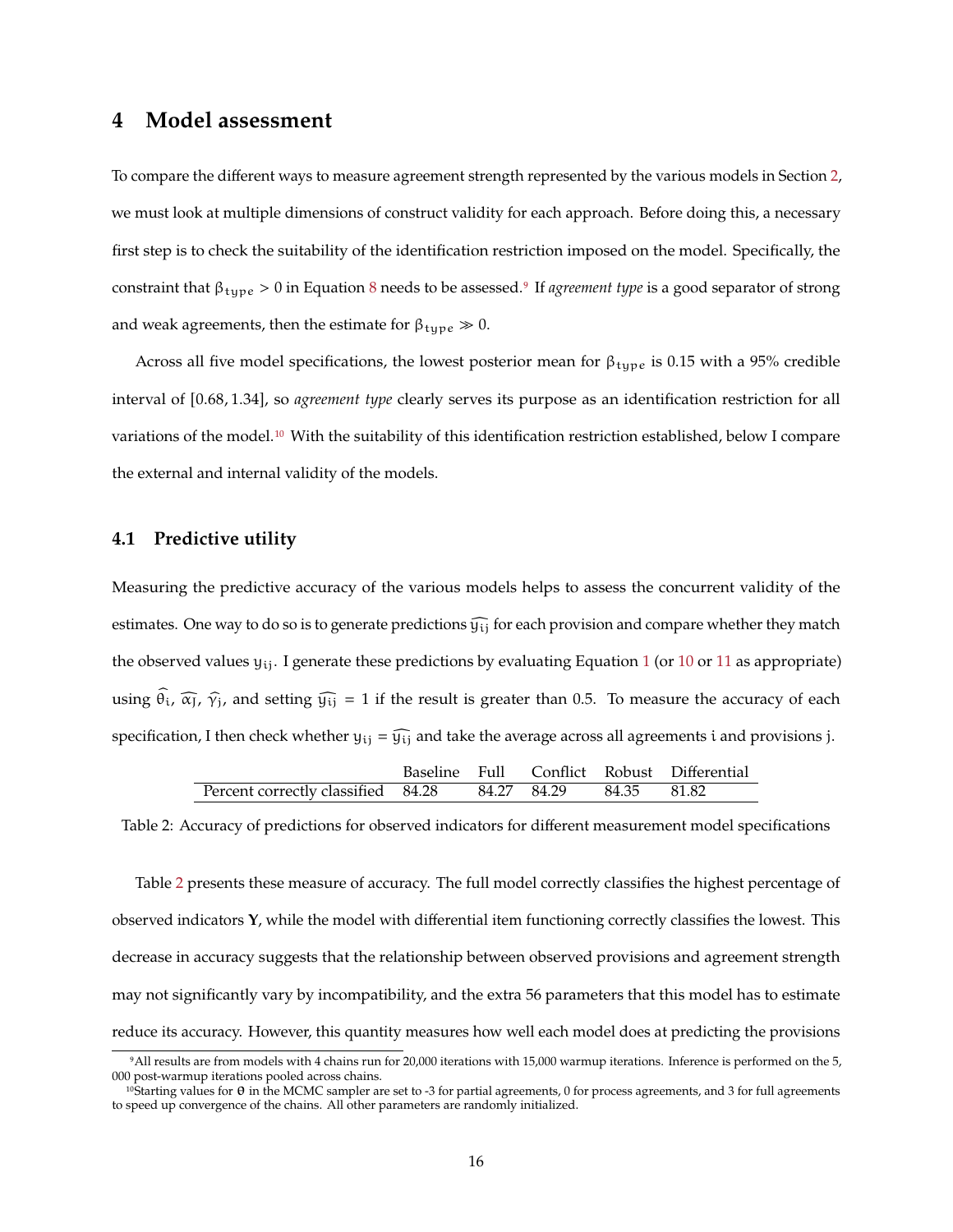# 4 Model assessment

To compare the different ways to measure agreement strength represented by the various models in Section 2, we must look at multiple dimensions of construct validity for each approach. Before doing this, a necessary first step is to check the suitability of the identification restriction imposed on the model. Specifically, the constraint that $\beta_{type} > 0$ in Equation 8 needs to be assessed.[9] If *agreement type* is a good separator of strong and weak agreements, then the estimate for $\beta_{type} \gg 0$.

Across all five model specifications, the lowest posterior mean for $\beta_{type}$ is 0.15 with a 95% credible interval of $[0.68, 1.34]$, so *agreement type* clearly serves its purpose as an identification restriction for all variations of the model.[10] With the suitability of this identification restriction established, below I compare the external and internal validity of the models.

## 4.1 Predictive utility

Measuring the predictive accuracy of the various models helps to assess the concurrent validity of the estimates. One way to do so is to generate predictions $\widehat{y_{ij}}$ for each provision and compare whether they match the observed values $y_{ij}$. I generate these predictions by evaluating Equation 1 (or 10 or 11 as appropriate) using $\widehat{\theta_i}$, $\widehat{\alpha_j}$, $\widehat{\gamma_j}$, and setting $\widehat{y_{ij}} = 1$ if the result is greater than 0.5. To measure the accuracy of each specification, I then check whether $y_{ij} = \widehat{y_{ij}}$ and take the average across all agreements $i$ and provisions $j$.

| | Baseline | Full | Conflict | Robust | Differential |
|---|---|---|---|---|---|
| Percent correctly classified | 84.28 | 84.27 | 84.29 | 84.35 | 81.82 |

Table 2: Accuracy of predictions for observed indicators for different measurement model specifications

Table 2 presents these measure of accuracy. The full model correctly classifies the highest percentage of observed indicators **Y**, while the model with differential item functioning correctly classifies the lowest. This decrease in accuracy suggests that the relationship between observed provisions and agreement strength may not significantly vary by incompatibility, and the extra 56 parameters that this model has to estimate reduce its accuracy. However, this quantity measures how well each model does at predicting the provisions

[9] All results are from models with 4 chains run for 20,000 iterations with 15,000 warmup iterations. Inference is performed on the 5, 000 post-warmup iterations pooled across chains.

[10] Starting values for $\theta$ in the MCMC sampler are set to -3 for partial agreements, 0 for process agreements, and 3 for full agreements to speed up convergence of the chains. All other parameters are randomly initialized.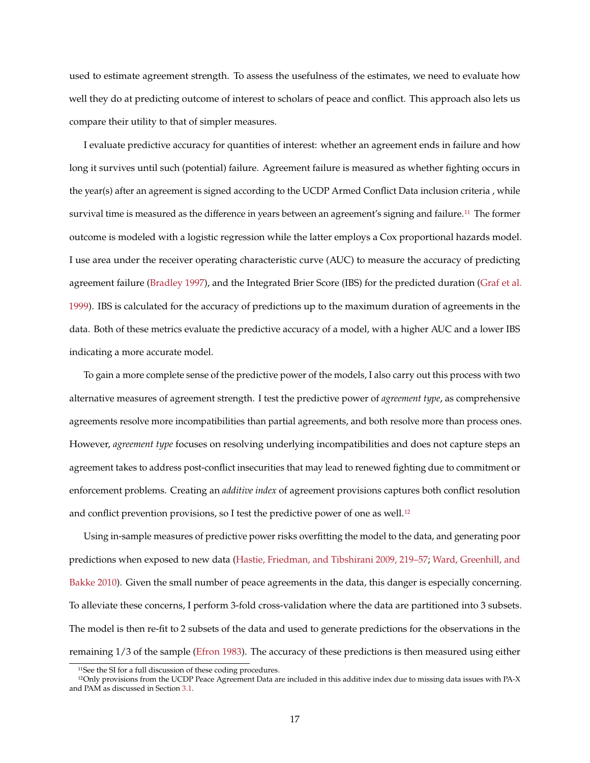used to estimate agreement strength. To assess the usefulness of the estimates, we need to evaluate how well they do at predicting outcome of interest to scholars of peace and conflict. This approach also lets us compare their utility to that of simpler measures.

I evaluate predictive accuracy for quantities of interest: whether an agreement ends in failure and how long it survives until such (potential) failure. Agreement failure is measured as whether fighting occurs in the year(s) after an agreement is signed according to the UCDP Armed Conflict Data inclusion criteria , while survival time is measured as the difference in years between an agreement's signing and failure.[11] The former outcome is modeled with a logistic regression while the latter employs a Cox proportional hazards model. I use area under the receiver operating characteristic curve (AUC) to measure the accuracy of predicting agreement failure (Bradley 1997), and the Integrated Brier Score (IBS) for the predicted duration (Graf et al. 1999). IBS is calculated for the accuracy of predictions up to the maximum duration of agreements in the data. Both of these metrics evaluate the predictive accuracy of a model, with a higher AUC and a lower IBS indicating a more accurate model.

To gain a more complete sense of the predictive power of the models, I also carry out this process with two alternative measures of agreement strength. I test the predictive power of *agreement type*, as comprehensive agreements resolve more incompatibilities than partial agreements, and both resolve more than process ones. However, *agreement type* focuses on resolving underlying incompatibilities and does not capture steps an agreement takes to address post-conflict insecurities that may lead to renewed fighting due to commitment or enforcement problems. Creating an *additive index* of agreement provisions captures both conflict resolution and conflict prevention provisions, so I test the predictive power of one as well.[12]

Using in-sample measures of predictive power risks overfitting the model to the data, and generating poor predictions when exposed to new data (Hastie, Friedman, and Tibshirani 2009, 219–57; Ward, Greenhill, and Bakke 2010). Given the small number of peace agreements in the data, this danger is especially concerning. To alleviate these concerns, I perform 3-fold cross-validation where the data are partitioned into 3 subsets. The model is then re-fit to 2 subsets of the data and used to generate predictions for the observations in the remaining 1/3 of the sample (Efron 1983). The accuracy of these predictions is then measured using either

[11] See the SI for a full discussion of these coding procedures.

[12] Only provisions from the UCDP Peace Agreement Data are included in this additive index due to missing data issues with PA-X and PAM as discussed in Section 3.1.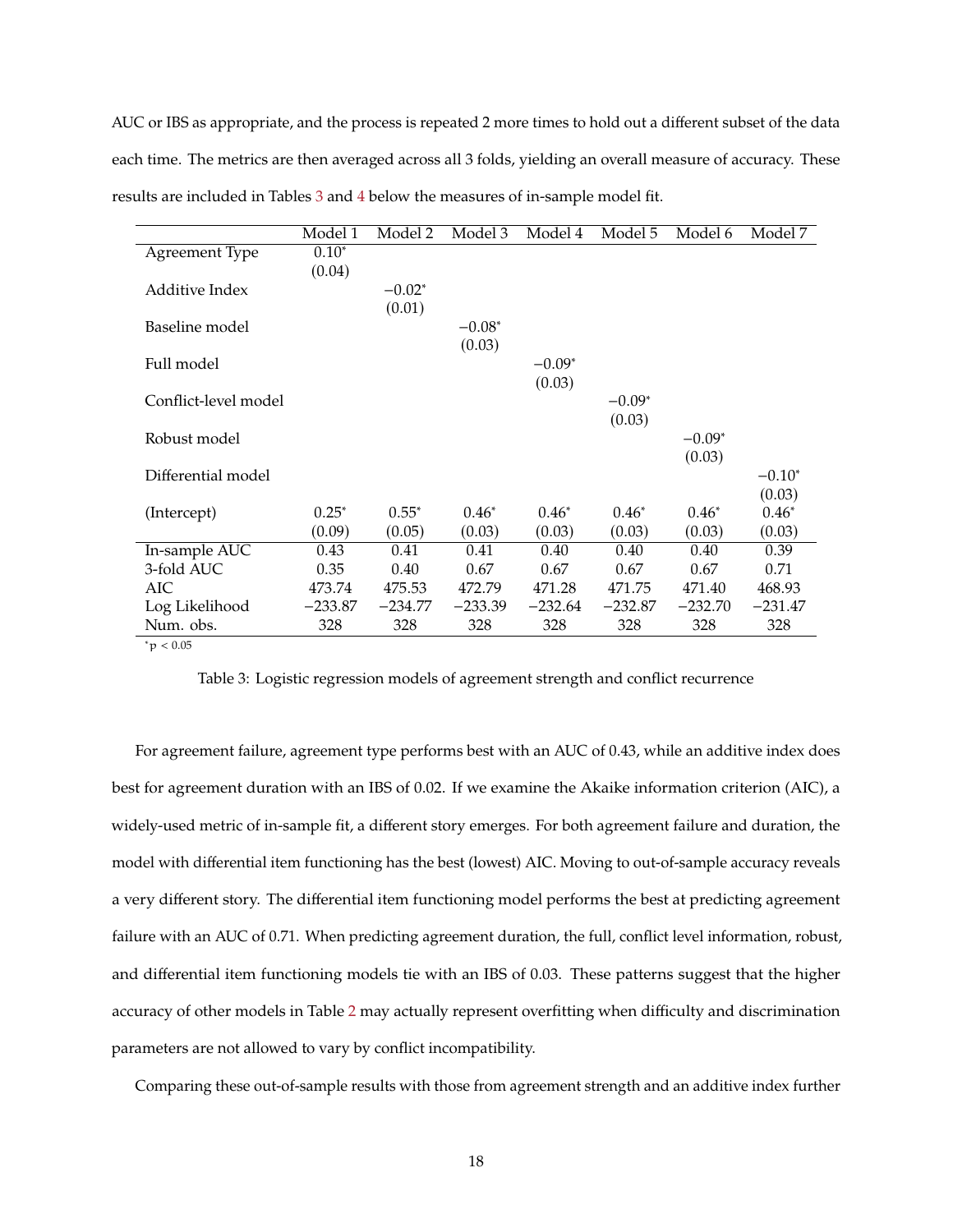AUC or IBS as appropriate, and the process is repeated 2 more times to hold out a different subset of the data each time. The metrics are then averaged across all 3 folds, yielding an overall measure of accuracy. These results are included in Tables 3 and 4 below the measures of in-sample model fit.

| | Model 1 | Model 2 | Model 3 | Model 4 | Model 5 | Model 6 | Model 7 |
|---|---|---|---|---|---|---|---|
| Agreement Type | $0.10^*$ | | | | | | |
| | (0.04) | | | | | | |
| Additive Index | | $-0.02^*$ | | | | | |
| | | (0.01) | | | | | |
| Baseline model | | | $-0.08^*$ | | | | |
| | | | (0.03) | | | | |
| Full model | | | | $-0.09^*$ | | | |
| | | | | (0.03) | | | |
| Conflict-level model | | | | | $-0.09^*$ | | |
| | | | | | (0.03) | | |
| Robust model | | | | | | $-0.09^*$ | |
| | | | | | | (0.03) | |
| Differential model | | | | | | | $-0.10^*$ |
| | | | | | | | (0.03) |
| (Intercept) | $0.25^*$ | $0.55^*$ | $0.46^*$ | $0.46^*$ | $0.46^*$ | $0.46^*$ | $0.46^*$ |
| | (0.09) | (0.05) | (0.03) | (0.03) | (0.03) | (0.03) | (0.03) |
| In-sample AUC | 0.43 | 0.41 | 0.41 | 0.40 | 0.40 | 0.40 | 0.39 |
| 3-fold AUC | 0.35 | 0.40 | 0.67 | 0.67 | 0.67 | 0.67 | 0.71 |
| AIC | 473.74 | 475.53 | 472.79 | 471.28 | 471.75 | 471.40 | 468.93 |
| Log Likelihood | −233.87 | −234.77 | −233.39 | −232.64 | −232.87 | −232.70 | −231.47 |
| Num. obs. | 328 | 328 | 328 | 328 | 328 | 328 | 328 |

$^*p < 0.05$

Table 3: Logistic regression models of agreement strength and conflict recurrence

For agreement failure, agreement type performs best with an AUC of 0.43, while an additive index does best for agreement duration with an IBS of 0.02. If we examine the Akaike information criterion (AIC), a widely-used metric of in-sample fit, a different story emerges. For both agreement failure and duration, the model with differential item functioning has the best (lowest) AIC. Moving to out-of-sample accuracy reveals a very different story. The differential item functioning model performs the best at predicting agreement failure with an AUC of 0.71. When predicting agreement duration, the full, conflict level information, robust, and differential item functioning models tie with an IBS of 0.03. These patterns suggest that the higher accuracy of other models in Table 2 may actually represent overfitting when difficulty and discrimination parameters are not allowed to vary by conflict incompatibility.

Comparing these out-of-sample results with those from agreement strength and an additive index further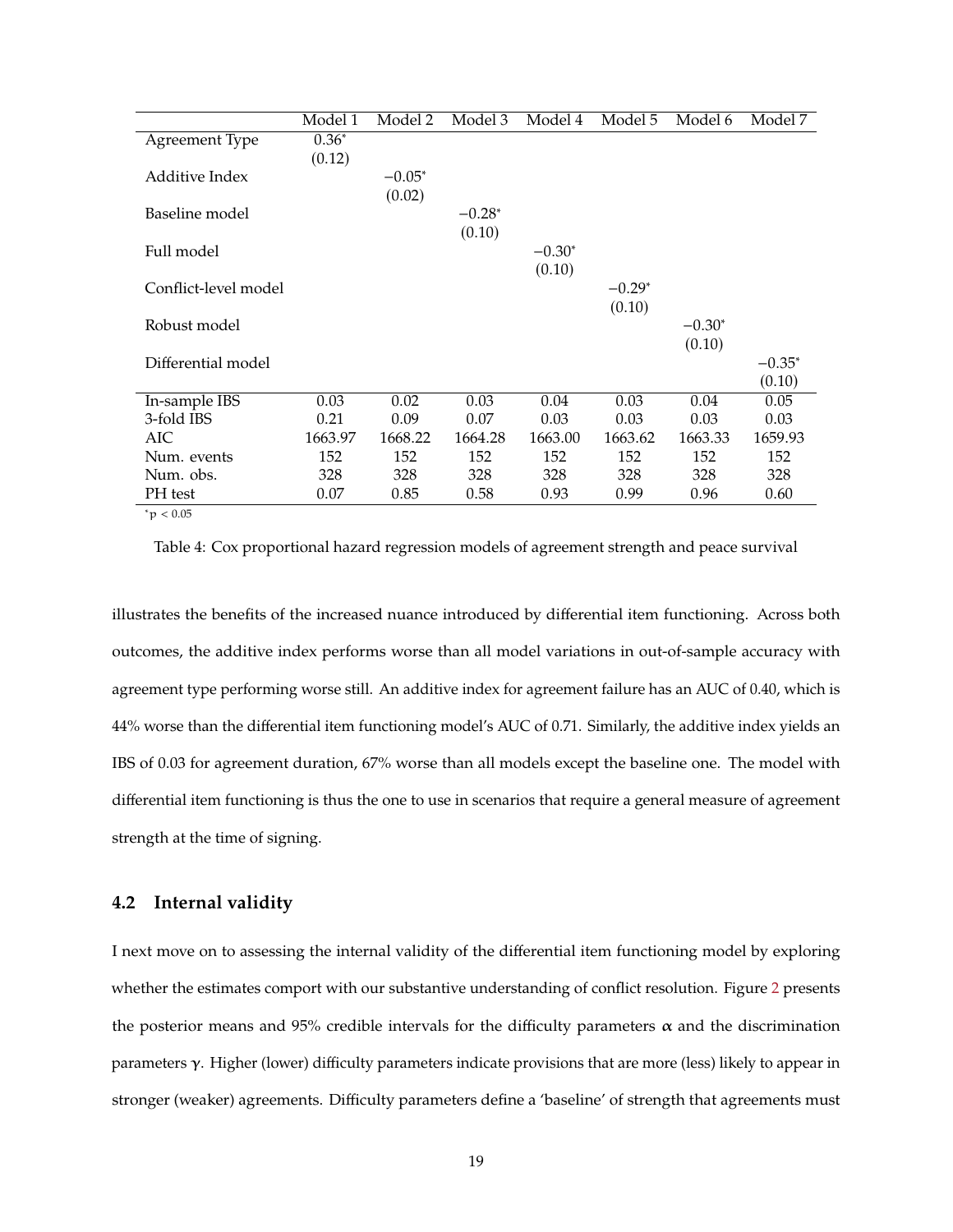| | Model 1 | Model 2 | Model 3 | Model 4 | Model 5 | Model 6 | Model 7 |
|---|---|---|---|---|---|---|---|
| Agreement Type | $0.36^{*}$ | | | | | | |
| | (0.12) | | | | | | |
| Additive Index | | $-0.05^{*}$ | | | | | |
| | | (0.02) | | | | | |
| Baseline model | | | $-0.28^{*}$ | | | | |
| | | | (0.10) | | | | |
| Full model | | | | $-0.30^{*}$ | | | |
| | | | | (0.10) | | | |
| Conflict-level model | | | | | $-0.29^{*}$ | | |
| | | | | | (0.10) | | |
| Robust model | | | | | | $-0.30^{*}$ | |
| | | | | | | (0.10) | |
| Differential model | | | | | | | $-0.35^{*}$ |
| | | | | | | | (0.10) |
| In-sample IBS | 0.03 | 0.02 | 0.03 | 0.04 | 0.03 | 0.04 | 0.05 |
| 3-fold IBS | 0.21 | 0.09 | 0.07 | 0.03 | 0.03 | 0.03 | 0.03 |
| AIC | 1663.97 | 1668.22 | 1664.28 | 1663.00 | 1663.62 | 1663.33 | 1659.93 |
| Num. events | 152 | 152 | 152 | 152 | 152 | 152 | 152 |
| Num. obs. | 328 | 328 | 328 | 328 | 328 | 328 | 328 |
| PH test | 0.07 | 0.85 | 0.58 | 0.93 | 0.99 | 0.96 | 0.60 |

$^{*}p < 0.05$

Table 4: Cox proportional hazard regression models of agreement strength and peace survival

illustrates the benefits of the increased nuance introduced by differential item functioning. Across both outcomes, the additive index performs worse than all model variations in out-of-sample accuracy with agreement type performing worse still. An additive index for agreement failure has an AUC of 0.40, which is 44% worse than the differential item functioning model's AUC of 0.71. Similarly, the additive index yields an IBS of 0.03 for agreement duration, 67% worse than all models except the baseline one. The model with differential item functioning is thus the one to use in scenarios that require a general measure of agreement strength at the time of signing.

## 4.2 Internal validity

I next move on to assessing the internal validity of the differential item functioning model by exploring whether the estimates comport with our substantive understanding of conflict resolution. Figure 2 presents the posterior means and 95% credible intervals for the difficulty parameters $\boldsymbol{\alpha}$ and the discrimination parameters $\boldsymbol{\gamma}$. Higher (lower) difficulty parameters indicate provisions that are more (less) likely to appear in stronger (weaker) agreements. Difficulty parameters define a 'baseline' of strength that agreements must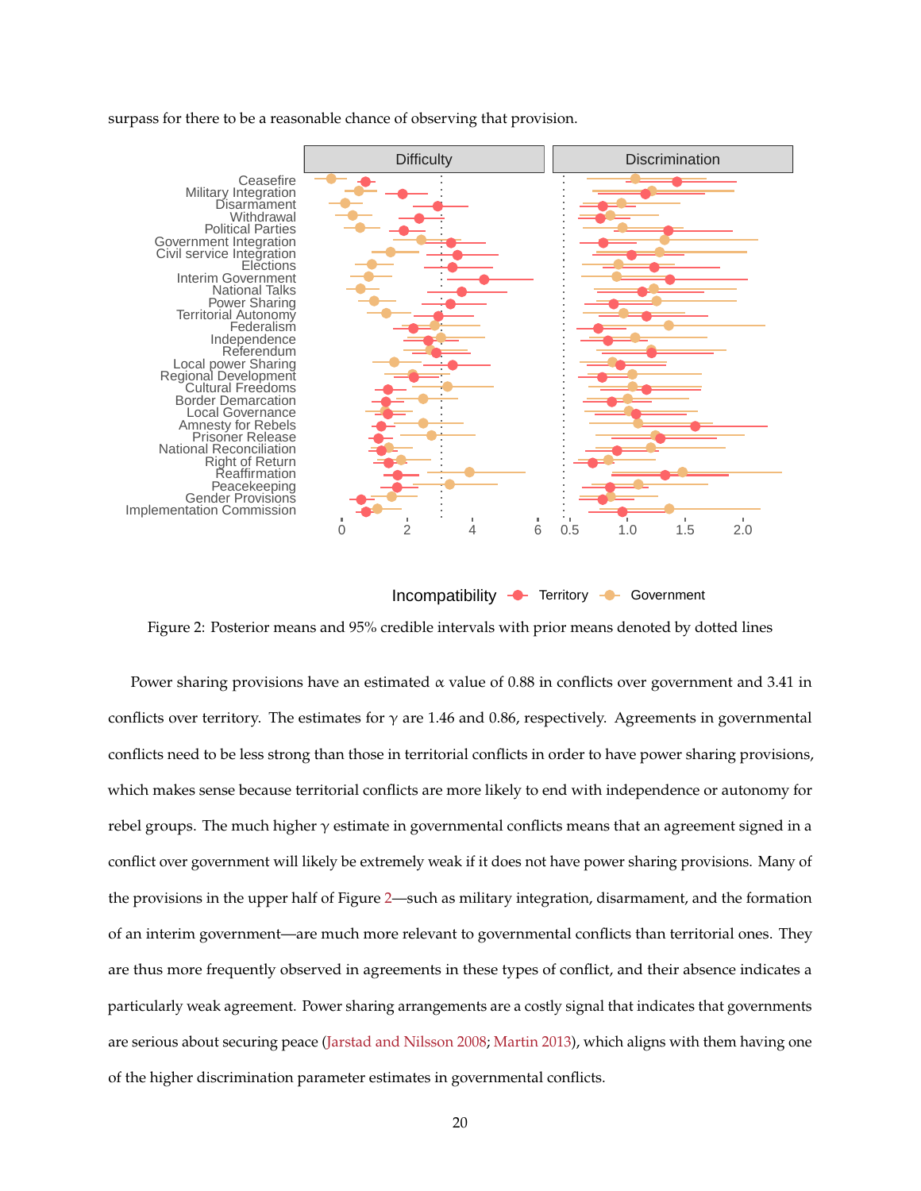surpass for there to be a reasonable chance of observing that provision.

Figure 2: Posterior means and 95% credible intervals with prior means denoted by dotted lines

Power sharing provisions have an estimated $\alpha$ value of 0.88 in conflicts over government and 3.41 in conflicts over territory. The estimates for $\gamma$ are 1.46 and 0.86, respectively. Agreements in governmental conflicts need to be less strong than those in territorial conflicts in order to have power sharing provisions, which makes sense because territorial conflicts are more likely to end with independence or autonomy for rebel groups. The much higher $\gamma$ estimate in governmental conflicts means that an agreement signed in a conflict over government will likely be extremely weak if it does not have power sharing provisions. Many of the provisions in the upper half of Figure 2—such as military integration, disarmament, and the formation of an interim government—are much more relevant to governmental conflicts than territorial ones. They are thus more frequently observed in agreements in these types of conflict, and their absence indicates a particularly weak agreement. Power sharing arrangements are a costly signal that indicates that governments are serious about securing peace (Jarstad and Nilsson 2008; Martin 2013), which aligns with them having one of the higher discrimination parameter estimates in governmental conflicts.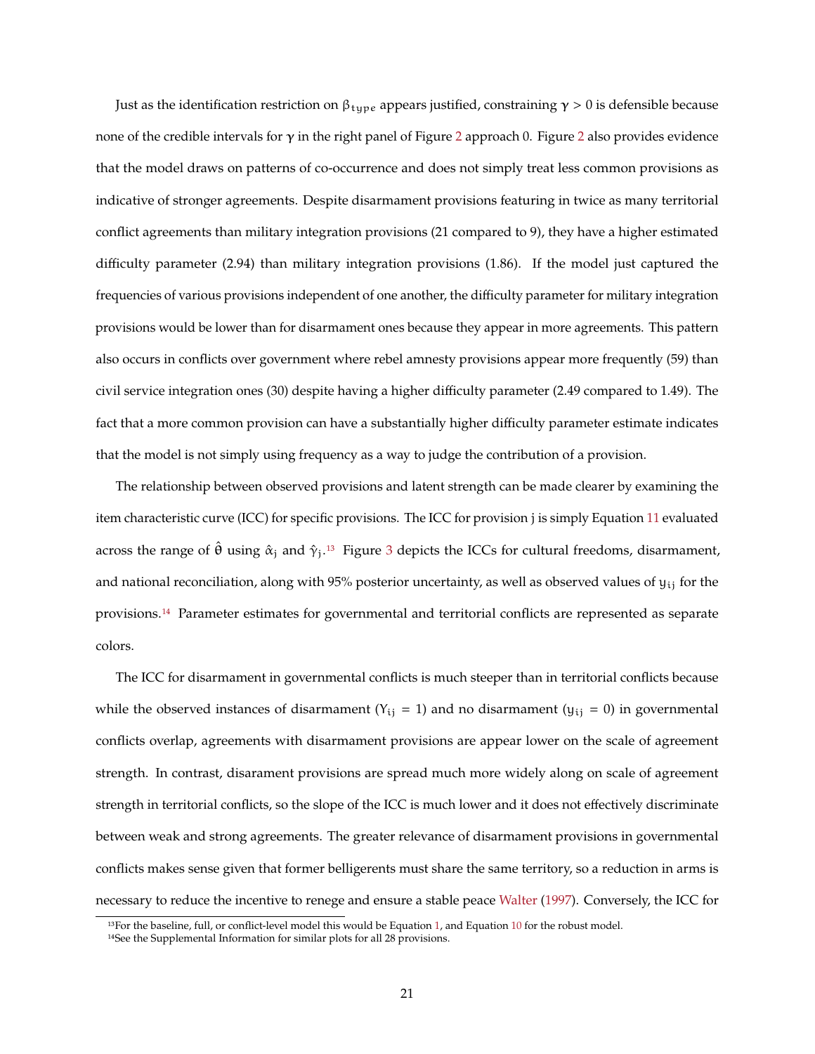Just as the identification restriction on $\beta_{type}$ appears justified, constraining $\boldsymbol{\gamma} > 0$ is defensible because none of the credible intervals for $\boldsymbol{\gamma}$ in the right panel of Figure 2 approach 0. Figure 2 also provides evidence that the model draws on patterns of co-occurrence and does not simply treat less common provisions as indicative of stronger agreements. Despite disarmament provisions featuring in twice as many territorial conflict agreements than military integration provisions (21 compared to 9), they have a higher estimated difficulty parameter (2.94) than military integration provisions (1.86). If the model just captured the frequencies of various provisions independent of one another, the difficulty parameter for military integration provisions would be lower than for disarmament ones because they appear in more agreements. This pattern also occurs in conflicts over government where rebel amnesty provisions appear more frequently (59) than civil service integration ones (30) despite having a higher difficulty parameter (2.49 compared to 1.49). The fact that a more common provision can have a substantially higher difficulty parameter estimate indicates that the model is not simply using frequency as a way to judge the contribution of a provision.

The relationship between observed provisions and latent strength can be made clearer by examining the item characteristic curve (ICC) for specific provisions. The ICC for provision j is simply Equation 11 evaluated across the range of $\hat{\theta}$ using $\hat{\alpha}_j$ and $\hat{\gamma}_j$.[13] Figure 3 depicts the ICCs for cultural freedoms, disarmament, and national reconciliation, along with 95% posterior uncertainty, as well as observed values of $y_{ij}$ for the provisions.[14] Parameter estimates for governmental and territorial conflicts are represented as separate colors.

The ICC for disarmament in governmental conflicts is much steeper than in territorial conflicts because while the observed instances of disarmament ($Y_{ij} = 1$) and no disarmament ($y_{ij} = 0$) in governmental conflicts overlap, agreements with disarmament provisions are appear lower on the scale of agreement strength. In contrast, disarament provisions are spread much more widely along on scale of agreement strength in territorial conflicts, so the slope of the ICC is much lower and it does not effectively discriminate between weak and strong agreements. The greater relevance of disarmament provisions in governmental conflicts makes sense given that former belligerents must share the same territory, so a reduction in arms is necessary to reduce the incentive to renege and ensure a stable peace Walter (1997). Conversely, the ICC for

[13] For the baseline, full, or conflict-level model this would be Equation 1, and Equation 10 for the robust model.

[14] See the Supplemental Information for similar plots for all 28 provisions.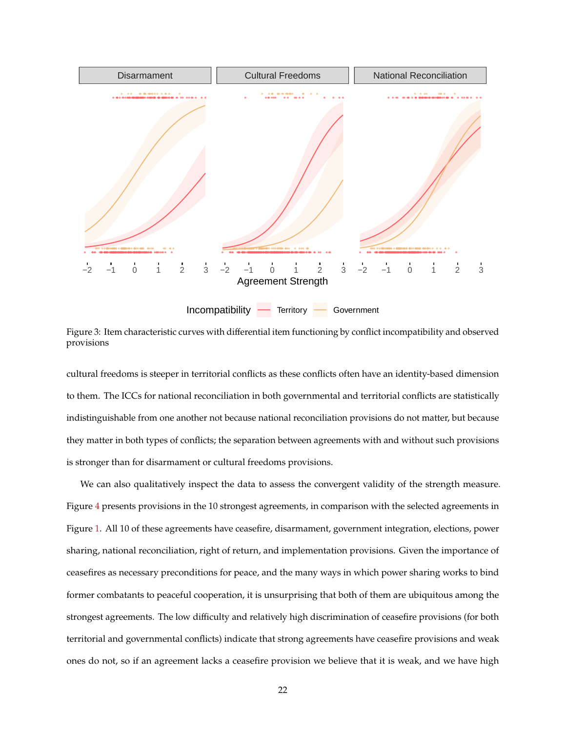Figure 3: Item characteristic curves with differential item functioning by conflict incompatibility and observed provisions

cultural freedoms is steeper in territorial conflicts as these conflicts often have an identity-based dimension to them. The ICCs for national reconciliation in both governmental and territorial conflicts are statistically indistinguishable from one another not because national reconciliation provisions do not matter, but because they matter in both types of conflicts; the separation between agreements with and without such provisions is stronger than for disarmament or cultural freedoms provisions.

We can also qualitatively inspect the data to assess the convergent validity of the strength measure. Figure 4 presents provisions in the 10 strongest agreements, in comparison with the selected agreements in Figure 1. All 10 of these agreements have ceasefire, disarmament, government integration, elections, power sharing, national reconciliation, right of return, and implementation provisions. Given the importance of ceasefires as necessary preconditions for peace, and the many ways in which power sharing works to bind former combatants to peaceful cooperation, it is unsurprising that both of them are ubiquitous among the strongest agreements. The low difficulty and relatively high discrimination of ceasefire provisions (for both territorial and governmental conflicts) indicate that strong agreements have ceasefire provisions and weak ones do not, so if an agreement lacks a ceasefire provision we believe that it is weak, and we have high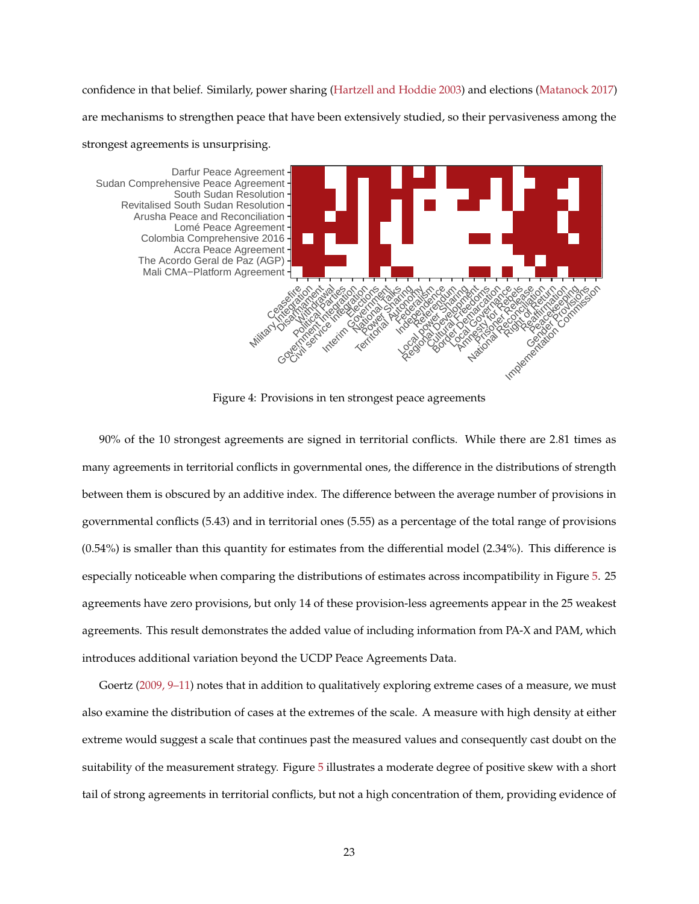confidence in that belief. Similarly, power sharing (Hartzell and Hoddie 2003) and elections (Matanock 2017) are mechanisms to strengthen peace that have been extensively studied, so their pervasiveness among the strongest agreements is unsurprising.

Figure 4: Provisions in ten strongest peace agreements

90% of the 10 strongest agreements are signed in territorial conflicts. While there are 2.81 times as many agreements in territorial conflicts in governmental ones, the difference in the distributions of strength between them is obscured by an additive index. The difference between the average number of provisions in governmental conflicts (5.43) and in territorial ones (5.55) as a percentage of the total range of provisions (0.54%) is smaller than this quantity for estimates from the differential model (2.34%). This difference is especially noticeable when comparing the distributions of estimates across incompatibility in Figure 5. 25 agreements have zero provisions, but only 14 of these provision-less agreements appear in the 25 weakest agreements. This result demonstrates the added value of including information from PA-X and PAM, which introduces additional variation beyond the UCDP Peace Agreements Data.

Goertz (2009, 9–11) notes that in addition to qualitatively exploring extreme cases of a measure, we must also examine the distribution of cases at the extremes of the scale. A measure with high density at either extreme would suggest a scale that continues past the measured values and consequently cast doubt on the suitability of the measurement strategy. Figure 5 illustrates a moderate degree of positive skew with a short tail of strong agreements in territorial conflicts, but not a high concentration of them, providing evidence of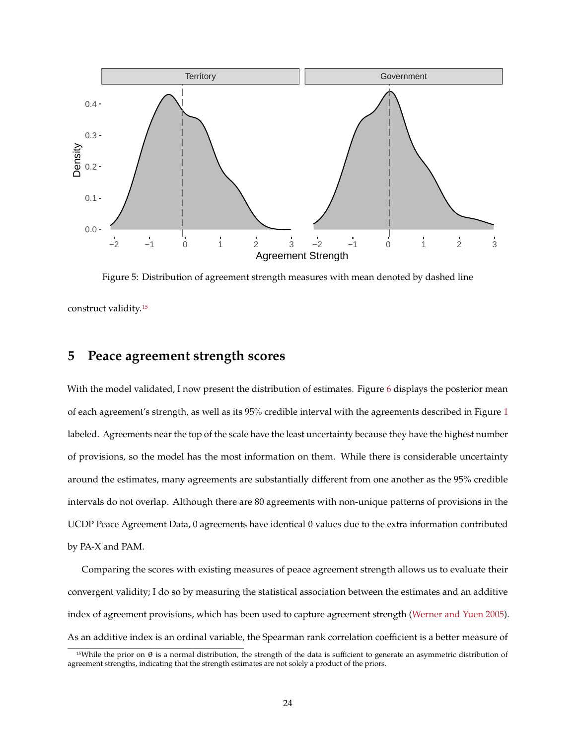Figure 5: Distribution of agreement strength measures with mean denoted by dashed line

construct validity.[15]

## 5 Peace agreement strength scores

With the model validated, I now present the distribution of estimates. Figure 6 displays the posterior mean of each agreement's strength, as well as its 95% credible interval with the agreements described in Figure 1 labeled. Agreements near the top of the scale have the least uncertainty because they have the highest number of provisions, so the model has the most information on them. While there is considerable uncertainty around the estimates, many agreements are substantially different from one another as the 95% credible intervals do not overlap. Although there are 80 agreements with non-unique patterns of provisions in the UCDP Peace Agreement Data, 0 agreements have identical $\theta$ values due to the extra information contributed by PA-X and PAM.

Comparing the scores with existing measures of peace agreement strength allows us to evaluate their convergent validity; I do so by measuring the statistical association between the estimates and an additive index of agreement provisions, which has been used to capture agreement strength (Werner and Yuen 2005). As an additive index is an ordinal variable, the Spearman rank correlation coefficient is a better measure of

[15]While the prior on $\theta$ is a normal distribution, the strength of the data is sufficient to generate an asymmetric distribution of agreement strengths, indicating that the strength estimates are not solely a product of the priors.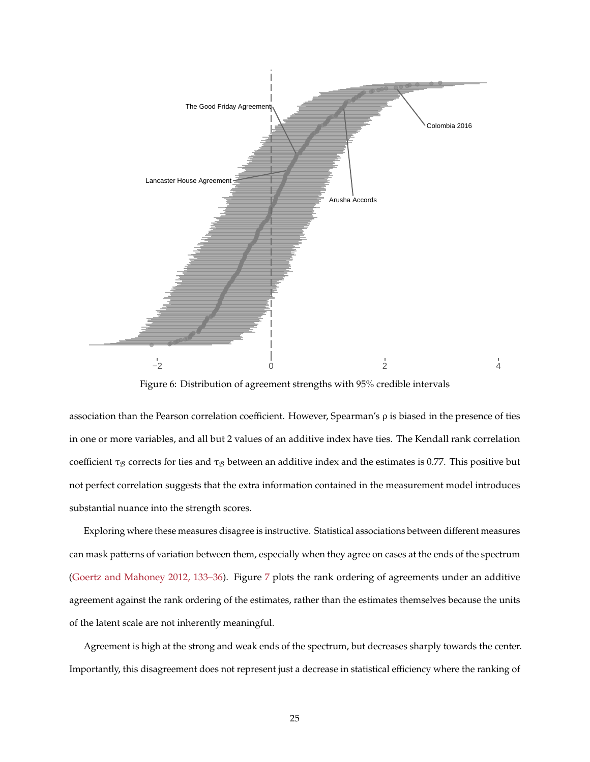Figure 6: Distribution of agreement strengths with 95% credible intervals

association than the Pearson correlation coefficient. However, Spearman's ρ is biased in the presence of ties in one or more variables, and all but 2 values of an additive index have ties. The Kendall rank correlation coefficient $\tau_{\mathcal{B}}$ corrects for ties and $\tau_{\mathcal{B}}$ between an additive index and the estimates is 0.77. This positive but not perfect correlation suggests that the extra information contained in the measurement model introduces substantial nuance into the strength scores.

Exploring where these measures disagree is instructive. Statistical associations between different measures can mask patterns of variation between them, especially when they agree on cases at the ends of the spectrum (Goertz and Mahoney 2012, 133–36). Figure 7 plots the rank ordering of agreements under an additive agreement against the rank ordering of the estimates, rather than the estimates themselves because the units of the latent scale are not inherently meaningful.

Agreement is high at the strong and weak ends of the spectrum, but decreases sharply towards the center. Importantly, this disagreement does not represent just a decrease in statistical efficiency where the ranking of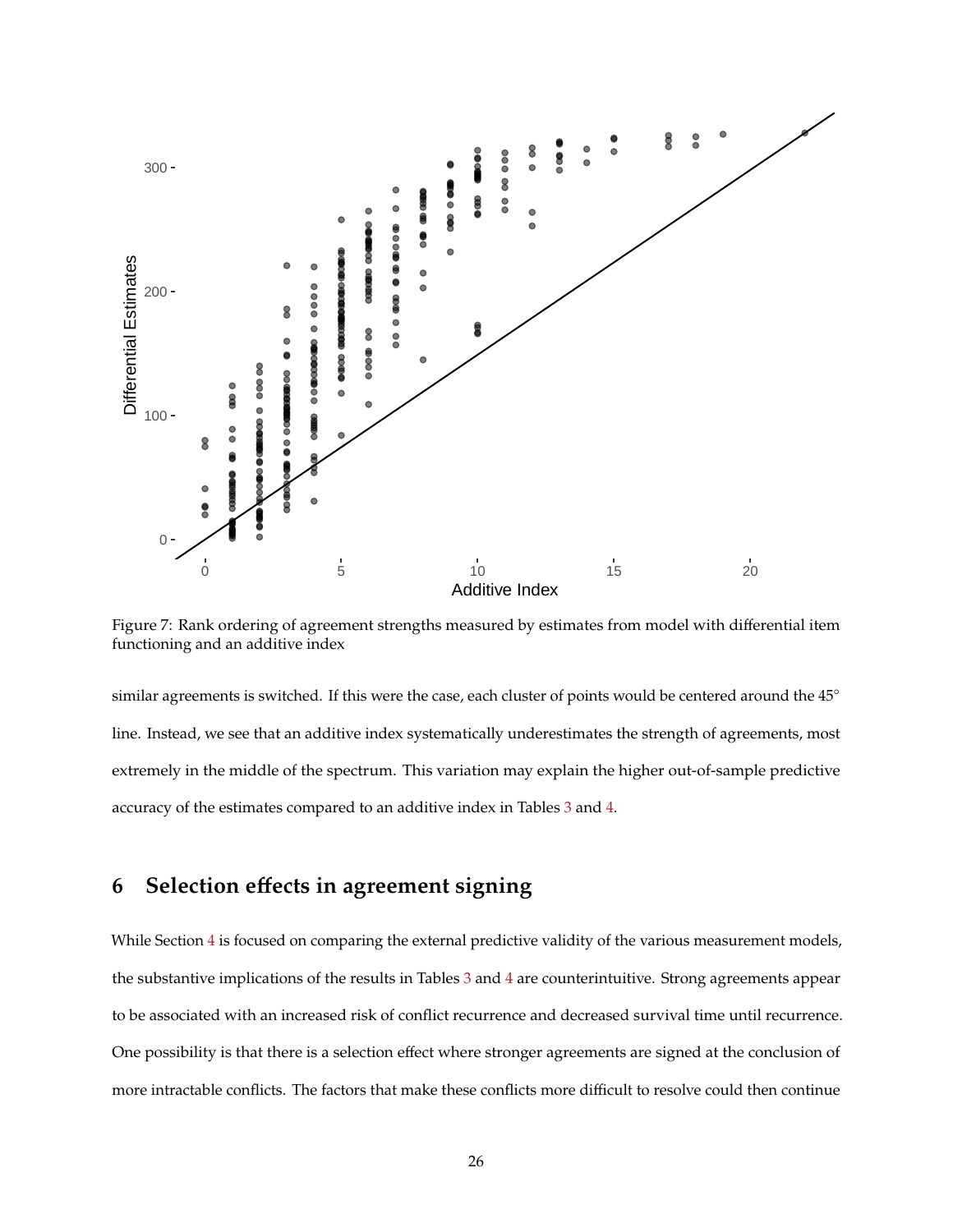Figure 7: Rank ordering of agreement strengths measured by estimates from model with differential item functioning and an additive index

similar agreements is switched. If this were the case, each cluster of points would be centered around the 45° line. Instead, we see that an additive index systematically underestimates the strength of agreements, most extremely in the middle of the spectrum. This variation may explain the higher out-of-sample predictive accuracy of the estimates compared to an additive index in Tables 3 and 4.

## 6 Selection effects in agreement signing

While Section 4 is focused on comparing the external predictive validity of the various measurement models, the substantive implications of the results in Tables 3 and 4 are counterintuitive. Strong agreements appear to be associated with an increased risk of conflict recurrence and decreased survival time until recurrence. One possibility is that there is a selection effect where stronger agreements are signed at the conclusion of more intractable conflicts. The factors that make these conflicts more difficult to resolve could then continue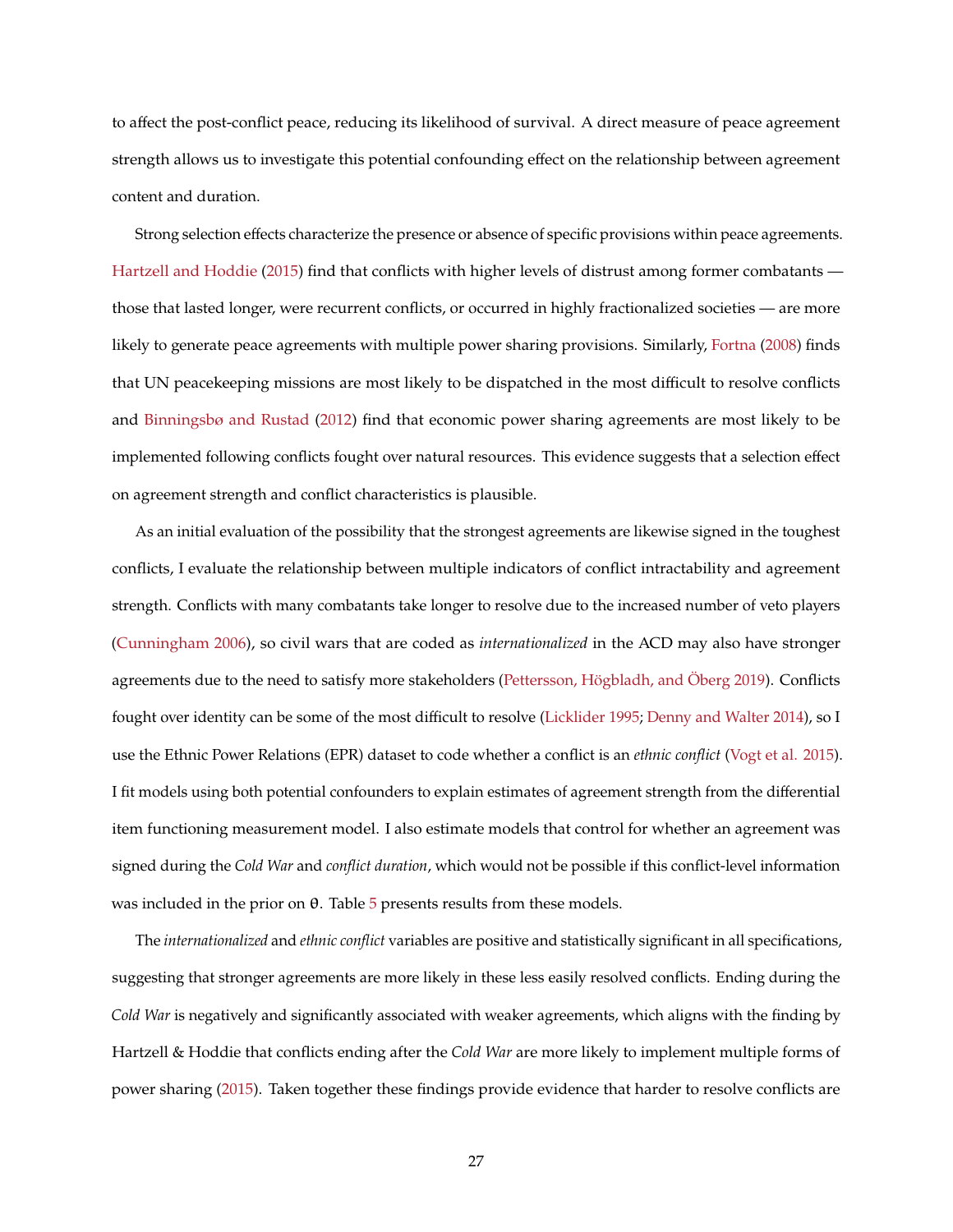to affect the post-conflict peace, reducing its likelihood of survival. A direct measure of peace agreement strength allows us to investigate this potential confounding effect on the relationship between agreement content and duration.

Strong selection effects characterize the presence or absence of specific provisions within peace agreements. Hartzell and Hoddie (2015) find that conflicts with higher levels of distrust among former combatants — those that lasted longer, were recurrent conflicts, or occurred in highly fractionalized societies — are more likely to generate peace agreements with multiple power sharing provisions. Similarly, Fortna (2008) finds that UN peacekeeping missions are most likely to be dispatched in the most difficult to resolve conflicts and Binningsbø and Rustad (2012) find that economic power sharing agreements are most likely to be implemented following conflicts fought over natural resources. This evidence suggests that a selection effect on agreement strength and conflict characteristics is plausible.

As an initial evaluation of the possibility that the strongest agreements are likewise signed in the toughest conflicts, I evaluate the relationship between multiple indicators of conflict intractability and agreement strength. Conflicts with many combatants take longer to resolve due to the increased number of veto players (Cunningham 2006), so civil wars that are coded as *internationalized* in the ACD may also have stronger agreements due to the need to satisfy more stakeholders (Pettersson, Högbladh, and Öberg 2019). Conflicts fought over identity can be some of the most difficult to resolve (Licklider 1995; Denny and Walter 2014), so I use the Ethnic Power Relations (EPR) dataset to code whether a conflict is an *ethnic conflict* (Vogt et al. 2015). I fit models using both potential confounders to explain estimates of agreement strength from the differential item functioning measurement model. I also estimate models that control for whether an agreement was signed during the *Cold War* and *conflict duration*, which would not be possible if this conflict-level information was included in the prior on $\theta$. Table 5 presents results from these models.

The *internationalized* and *ethnic conflict* variables are positive and statistically significant in all specifications, suggesting that stronger agreements are more likely in these less easily resolved conflicts. Ending during the *Cold War* is negatively and significantly associated with weaker agreements, which aligns with the finding by Hartzell & Hoddie that conflicts ending after the *Cold War* are more likely to implement multiple forms of power sharing (2015). Taken together these findings provide evidence that harder to resolve conflicts are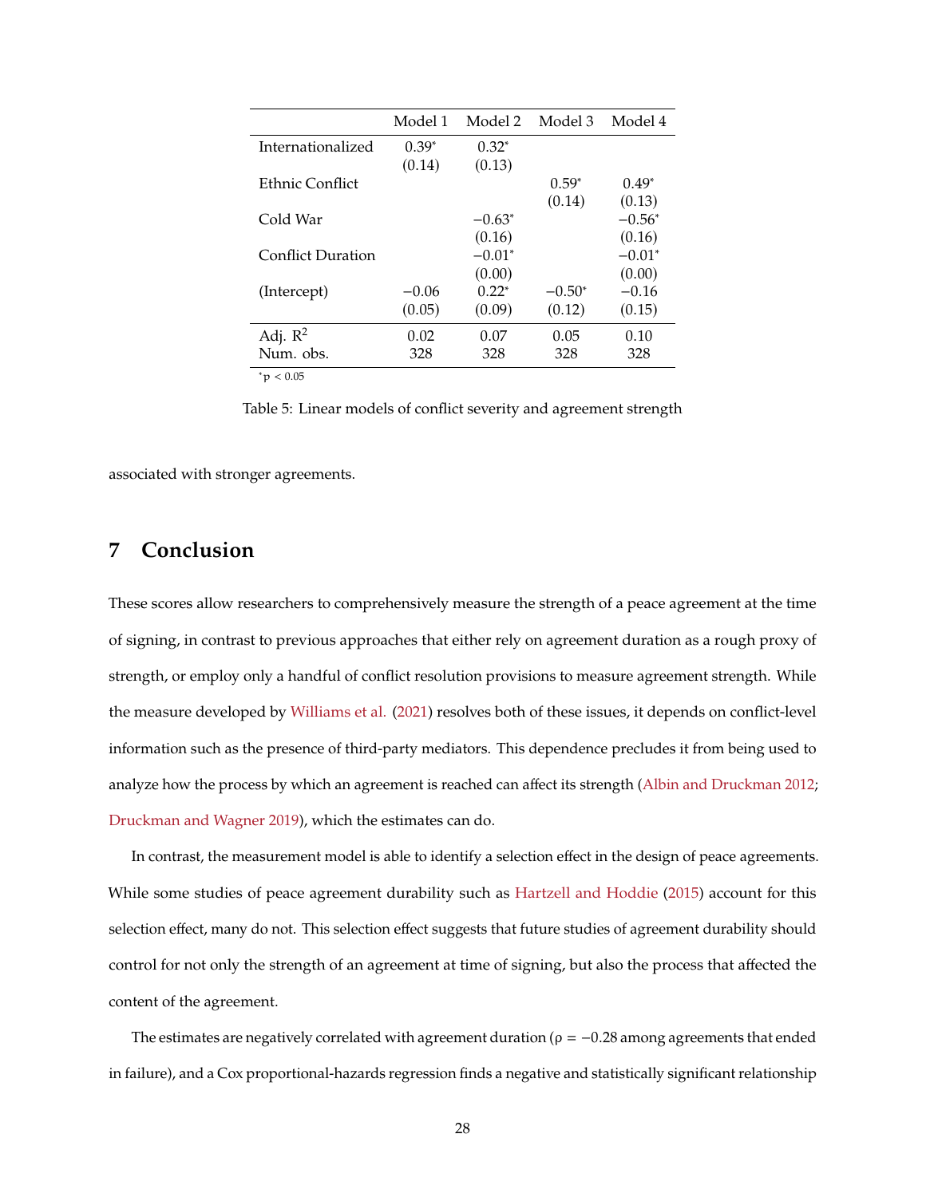| | Model 1 | Model 2 | Model 3 | Model 4 |
|---|---|---|---|---|
| Internationalized | $0.39^{*}$ | $0.32^{*}$ | | |
| | (0.14) | (0.13) | | |
| Ethnic Conflict | | | $0.59^{*}$ | $0.49^{*}$ |
| | | | (0.14) | (0.13) |
| Cold War | | $-0.63^{*}$ | | $-0.56^{*}$ |
| | | (0.16) | | (0.16) |
| Conflict Duration | | $-0.01^{*}$ | | $-0.01^{*}$ |
| | | (0.00) | | (0.00) |
| (Intercept) | $-0.06$ | $0.22^{*}$ | $-0.50^{*}$ | $-0.16$ |
| | (0.05) | (0.09) | (0.12) | (0.15) |
| Adj. $R^2$ | 0.02 | 0.07 | 0.05 | 0.10 |
| Num. obs. | 328 | 328 | 328 | 328 |

$^{*}p < 0.05$

Table 5: Linear models of conflict severity and agreement strength

associated with stronger agreements.

## 7 Conclusion

These scores allow researchers to comprehensively measure the strength of a peace agreement at the time of signing, in contrast to previous approaches that either rely on agreement duration as a rough proxy of strength, or employ only a handful of conflict resolution provisions to measure agreement strength. While the measure developed by Williams et al. (2021) resolves both of these issues, it depends on conflict-level information such as the presence of third-party mediators. This dependence precludes it from being used to analyze how the process by which an agreement is reached can affect its strength (Albin and Druckman 2012; Druckman and Wagner 2019), which the estimates can do.

In contrast, the measurement model is able to identify a selection effect in the design of peace agreements. While some studies of peace agreement durability such as Hartzell and Hoddie (2015) account for this selection effect, many do not. This selection effect suggests that future studies of agreement durability should control for not only the strength of an agreement at time of signing, but also the process that affected the content of the agreement.

The estimates are negatively correlated with agreement duration ($\rho = -0.28$ among agreements that ended in failure), and a Cox proportional-hazards regression finds a negative and statistically significant relationship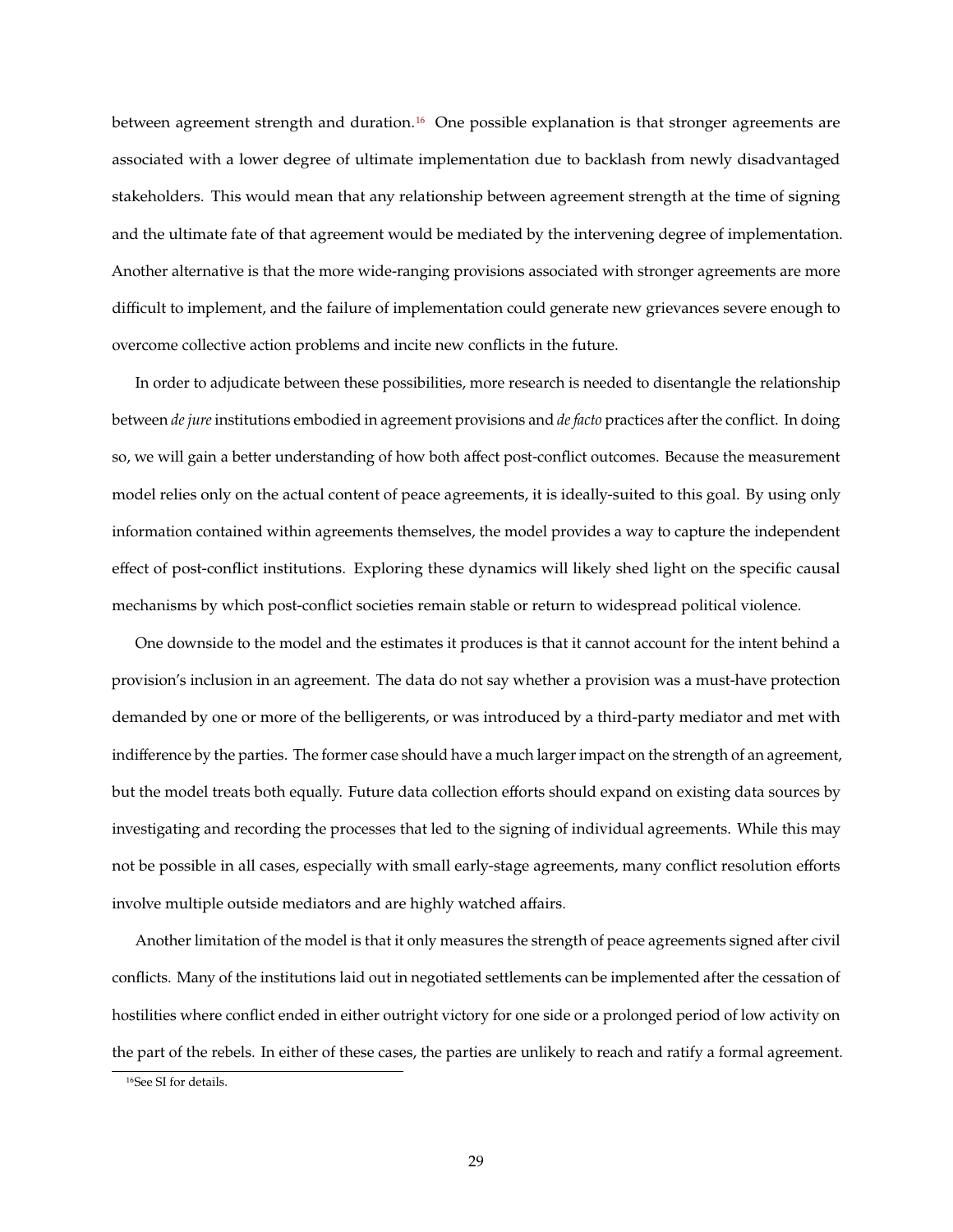between agreement strength and duration.[16] One possible explanation is that stronger agreements are associated with a lower degree of ultimate implementation due to backlash from newly disadvantaged stakeholders. This would mean that any relationship between agreement strength at the time of signing and the ultimate fate of that agreement would be mediated by the intervening degree of implementation. Another alternative is that the more wide-ranging provisions associated with stronger agreements are more difficult to implement, and the failure of implementation could generate new grievances severe enough to overcome collective action problems and incite new conflicts in the future.

In order to adjudicate between these possibilities, more research is needed to disentangle the relationship between *de jure* institutions embodied in agreement provisions and *de facto* practices after the conflict. In doing so, we will gain a better understanding of how both affect post-conflict outcomes. Because the measurement model relies only on the actual content of peace agreements, it is ideally-suited to this goal. By using only information contained within agreements themselves, the model provides a way to capture the independent effect of post-conflict institutions. Exploring these dynamics will likely shed light on the specific causal mechanisms by which post-conflict societies remain stable or return to widespread political violence.

One downside to the model and the estimates it produces is that it cannot account for the intent behind a provision's inclusion in an agreement. The data do not say whether a provision was a must-have protection demanded by one or more of the belligerents, or was introduced by a third-party mediator and met with indifference by the parties. The former case should have a much larger impact on the strength of an agreement, but the model treats both equally. Future data collection efforts should expand on existing data sources by investigating and recording the processes that led to the signing of individual agreements. While this may not be possible in all cases, especially with small early-stage agreements, many conflict resolution efforts involve multiple outside mediators and are highly watched affairs.

Another limitation of the model is that it only measures the strength of peace agreements signed after civil conflicts. Many of the institutions laid out in negotiated settlements can be implemented after the cessation of hostilities where conflict ended in either outright victory for one side or a prolonged period of low activity on the part of the rebels. In either of these cases, the parties are unlikely to reach and ratify a formal agreement.

[16] See SI for details.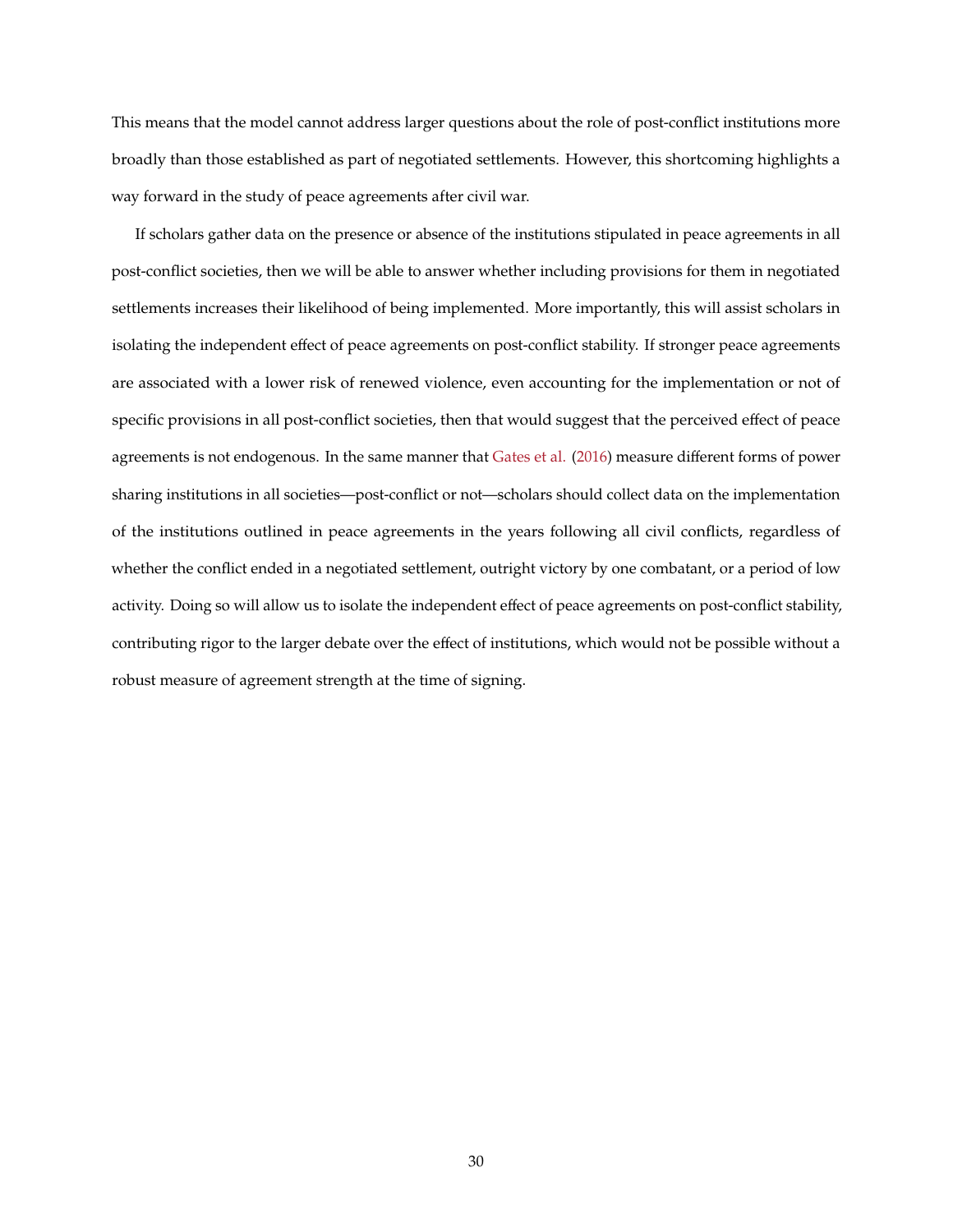This means that the model cannot address larger questions about the role of post-conflict institutions more broadly than those established as part of negotiated settlements. However, this shortcoming highlights a way forward in the study of peace agreements after civil war.

If scholars gather data on the presence or absence of the institutions stipulated in peace agreements in all post-conflict societies, then we will be able to answer whether including provisions for them in negotiated settlements increases their likelihood of being implemented. More importantly, this will assist scholars in isolating the independent effect of peace agreements on post-conflict stability. If stronger peace agreements are associated with a lower risk of renewed violence, even accounting for the implementation or not of specific provisions in all post-conflict societies, then that would suggest that the perceived effect of peace agreements is not endogenous. In the same manner that Gates et al. (2016) measure different forms of power sharing institutions in all societies—post-conflict or not—scholars should collect data on the implementation of the institutions outlined in peace agreements in the years following all civil conflicts, regardless of whether the conflict ended in a negotiated settlement, outright victory by one combatant, or a period of low activity. Doing so will allow us to isolate the independent effect of peace agreements on post-conflict stability, contributing rigor to the larger debate over the effect of institutions, which would not be possible without a robust measure of agreement strength at the time of signing.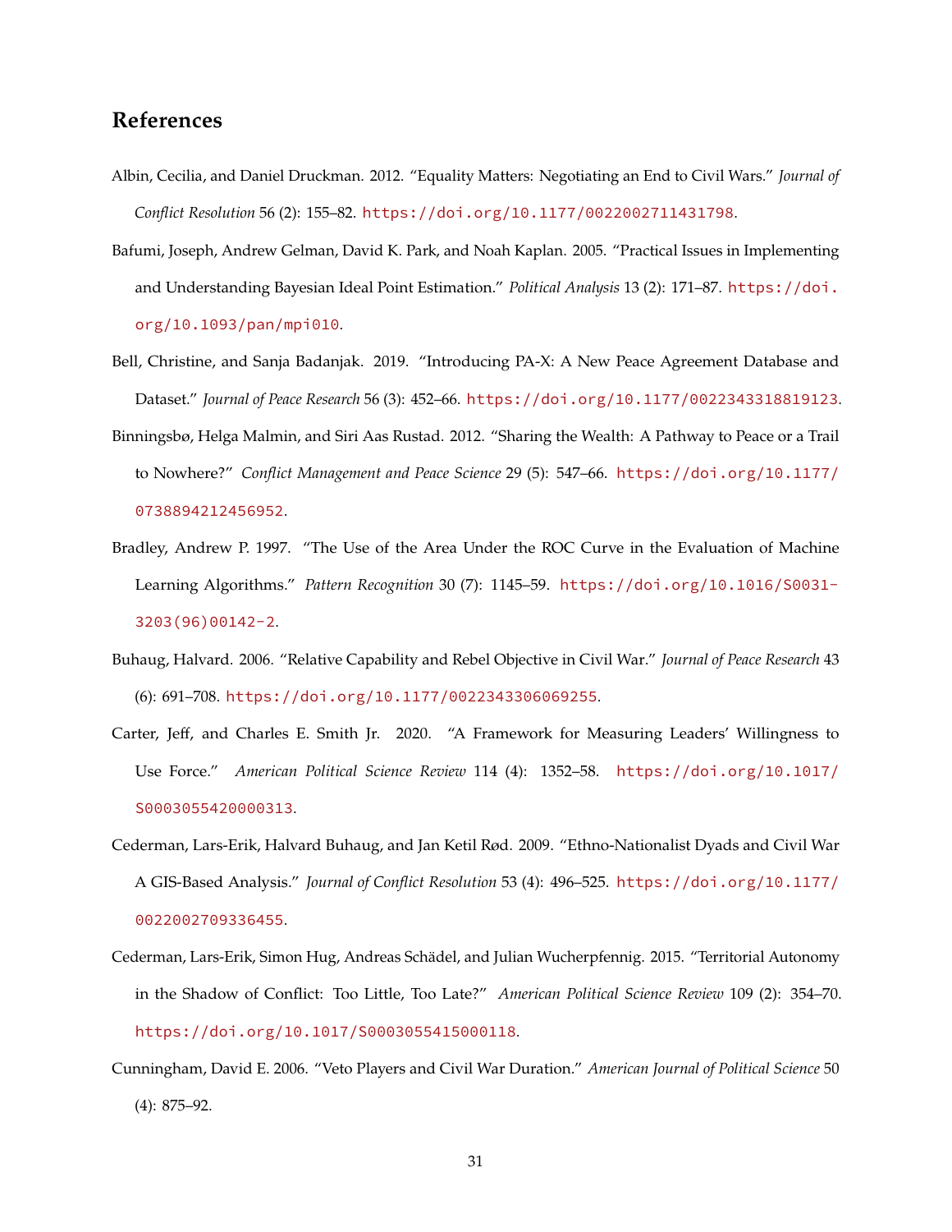# References

Albin, Cecilia, and Daniel Druckman. 2012. "Equality Matters: Negotiating an End to Civil Wars." *Journal of Conflict Resolution* 56 (2): 155–82. https://doi.org/10.1177/0022002711431798.

Bafumi, Joseph, Andrew Gelman, David K. Park, and Noah Kaplan. 2005. "Practical Issues in Implementing and Understanding Bayesian Ideal Point Estimation." *Political Analysis* 13 (2): 171–87. https://doi.org/10.1093/pan/mpi010.

Bell, Christine, and Sanja Badanjak. 2019. "Introducing PA-X: A New Peace Agreement Database and Dataset." *Journal of Peace Research* 56 (3): 452–66. https://doi.org/10.1177/0022343318819123.

Binningsbø, Helga Malmin, and Siri Aas Rustad. 2012. "Sharing the Wealth: A Pathway to Peace or a Trail to Nowhere?" *Conflict Management and Peace Science* 29 (5): 547–66. https://doi.org/10.1177/0738894212456952.

Bradley, Andrew P. 1997. "The Use of the Area Under the ROC Curve in the Evaluation of Machine Learning Algorithms." *Pattern Recognition* 30 (7): 1145–59. https://doi.org/10.1016/S0031-3203(96)00142-2.

Buhaug, Halvard. 2006. "Relative Capability and Rebel Objective in Civil War." *Journal of Peace Research* 43 (6): 691–708. https://doi.org/10.1177/0022343306069255.

Carter, Jeff, and Charles E. Smith Jr. 2020. "A Framework for Measuring Leaders' Willingness to Use Force." *American Political Science Review* 114 (4): 1352–58. https://doi.org/10.1017/S0003055420000313.

Cederman, Lars-Erik, Halvard Buhaug, and Jan Ketil Rød. 2009. "Ethno-Nationalist Dyads and Civil War A GIS-Based Analysis." *Journal of Conflict Resolution* 53 (4): 496–525. https://doi.org/10.1177/0022002709336455.

Cederman, Lars-Erik, Simon Hug, Andreas Schädel, and Julian Wucherpfennig. 2015. "Territorial Autonomy in the Shadow of Conflict: Too Little, Too Late?" *American Political Science Review* 109 (2): 354–70. https://doi.org/10.1017/S0003055415000118.

Cunningham, David E. 2006. "Veto Players and Civil War Duration." *American Journal of Political Science* 50 (4): 875–92.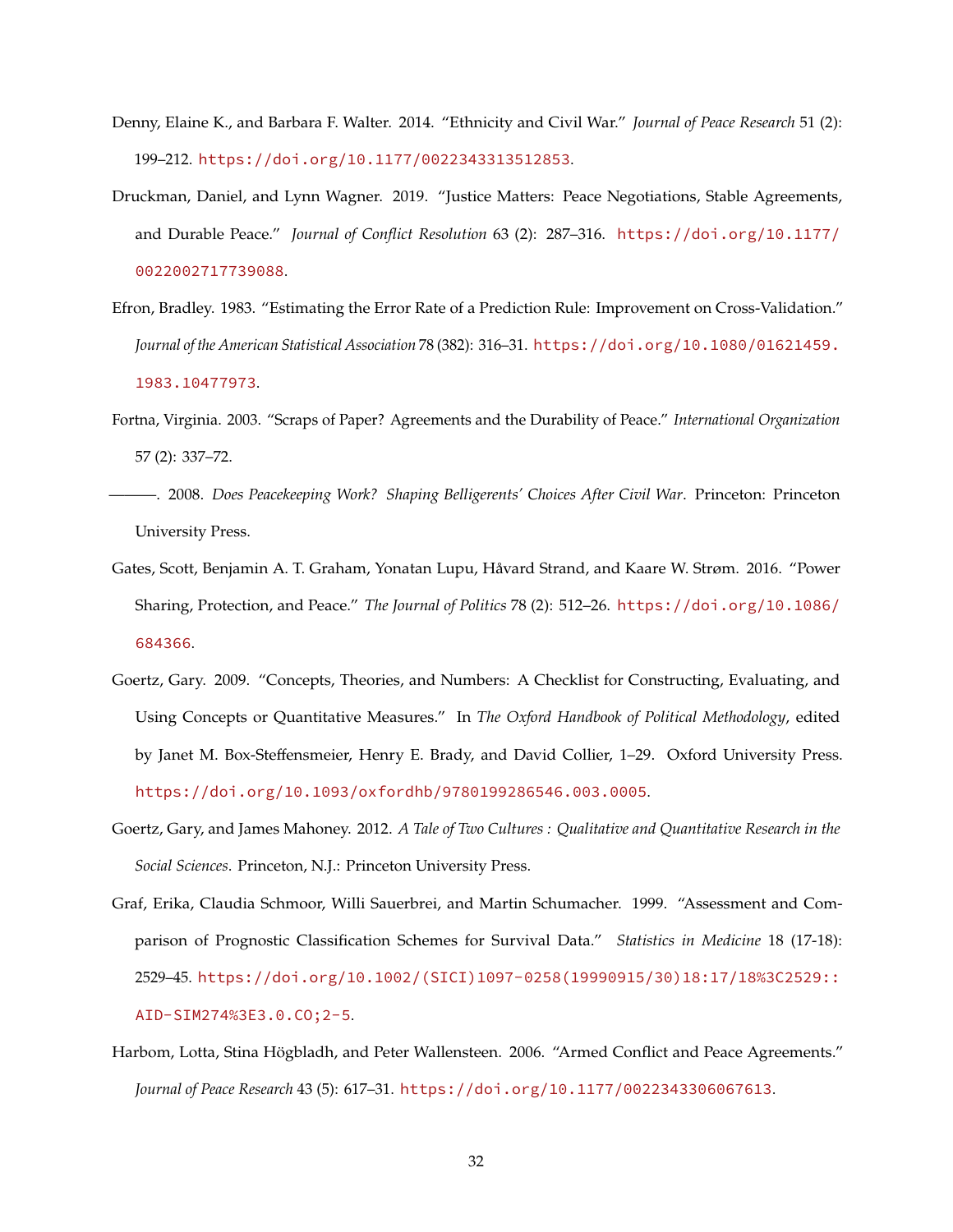Denny, Elaine K., and Barbara F. Walter. 2014. "Ethnicity and Civil War." *Journal of Peace Research* 51 (2): 199–212. https://doi.org/10.1177/0022343313512853.

Druckman, Daniel, and Lynn Wagner. 2019. "Justice Matters: Peace Negotiations, Stable Agreements, and Durable Peace." *Journal of Conflict Resolution* 63 (2): 287–316. https://doi.org/10.1177/0022002717739088.

Efron, Bradley. 1983. "Estimating the Error Rate of a Prediction Rule: Improvement on Cross-Validation." *Journal of the American Statistical Association* 78 (382): 316–31. https://doi.org/10.1080/01621459.1983.10477973.

Fortna, Virginia. 2003. "Scraps of Paper? Agreements and the Durability of Peace." *International Organization* 57 (2): 337–72.

———. 2008. *Does Peacekeeping Work? Shaping Belligerents' Choices After Civil War*. Princeton: Princeton University Press.

Gates, Scott, Benjamin A. T. Graham, Yonatan Lupu, Håvard Strand, and Kaare W. Strøm. 2016. "Power Sharing, Protection, and Peace." *The Journal of Politics* 78 (2): 512–26. https://doi.org/10.1086/684366.

Goertz, Gary. 2009. "Concepts, Theories, and Numbers: A Checklist for Constructing, Evaluating, and Using Concepts or Quantitative Measures." In *The Oxford Handbook of Political Methodology*, edited by Janet M. Box-Steffensmeier, Henry E. Brady, and David Collier, 1–29. Oxford University Press. https://doi.org/10.1093/oxfordhb/9780199286546.003.0005.

Goertz, Gary, and James Mahoney. 2012. *A Tale of Two Cultures : Qualitative and Quantitative Research in the Social Sciences*. Princeton, N.J.: Princeton University Press.

Graf, Erika, Claudia Schmoor, Willi Sauerbrei, and Martin Schumacher. 1999. "Assessment and Comparison of Prognostic Classification Schemes for Survival Data." *Statistics in Medicine* 18 (17-18): 2529–45. https://doi.org/10.1002/(SICI)1097-0258(19990915/30)18:17/18%3C2529::AID-SIM274%3E3.0.CO;2-5.

Harbom, Lotta, Stina Högbladh, and Peter Wallensteen. 2006. "Armed Conflict and Peace Agreements." *Journal of Peace Research* 43 (5): 617–31. https://doi.org/10.1177/0022343306067613.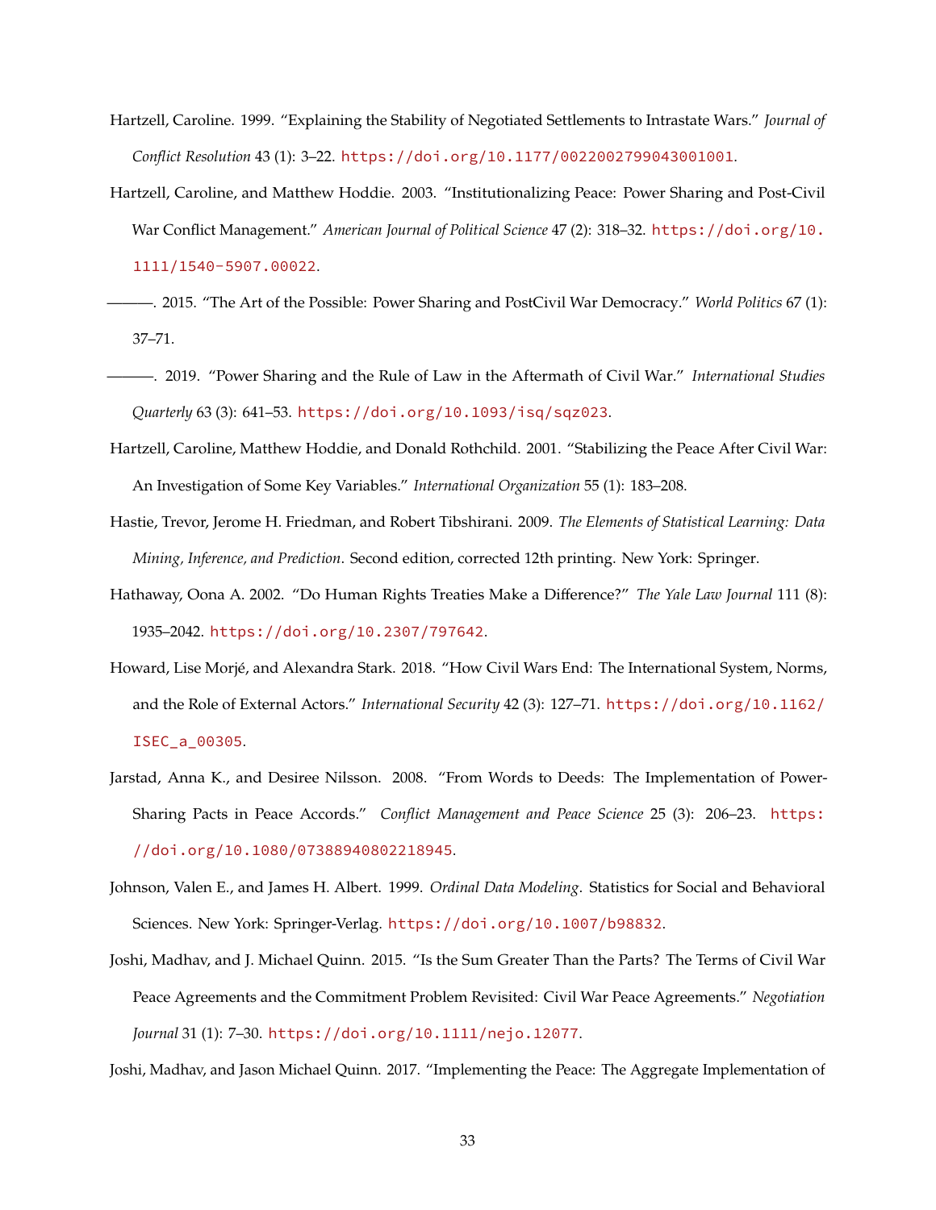Hartzell, Caroline. 1999. "Explaining the Stability of Negotiated Settlements to Intrastate Wars." *Journal of Conflict Resolution* 43 (1): 3–22. https://doi.org/10.1177/0022002799043001001.

Hartzell, Caroline, and Matthew Hoddie. 2003. "Institutionalizing Peace: Power Sharing and Post-Civil War Conflict Management." *American Journal of Political Science* 47 (2): 318–32. https://doi.org/10.1111/1540-5907.00022.

———. 2015. "The Art of the Possible: Power Sharing and PostCivil War Democracy." *World Politics* 67 (1): 37–71.

———. 2019. "Power Sharing and the Rule of Law in the Aftermath of Civil War." *International Studies Quarterly* 63 (3): 641–53. https://doi.org/10.1093/isq/sqz023.

Hartzell, Caroline, Matthew Hoddie, and Donald Rothchild. 2001. "Stabilizing the Peace After Civil War: An Investigation of Some Key Variables." *International Organization* 55 (1): 183–208.

Hastie, Trevor, Jerome H. Friedman, and Robert Tibshirani. 2009. *The Elements of Statistical Learning: Data Mining, Inference, and Prediction*. Second edition, corrected 12th printing. New York: Springer.

Hathaway, Oona A. 2002. "Do Human Rights Treaties Make a Difference?" *The Yale Law Journal* 111 (8): 1935–2042. https://doi.org/10.2307/797642.

Howard, Lise Morjé, and Alexandra Stark. 2018. "How Civil Wars End: The International System, Norms, and the Role of External Actors." *International Security* 42 (3): 127–71. https://doi.org/10.1162/ISEC_a_00305.

Jarstad, Anna K., and Desiree Nilsson. 2008. "From Words to Deeds: The Implementation of Power-Sharing Pacts in Peace Accords." *Conflict Management and Peace Science* 25 (3): 206–23. https://doi.org/10.1080/07388940802218945.

Johnson, Valen E., and James H. Albert. 1999. *Ordinal Data Modeling*. Statistics for Social and Behavioral Sciences. New York: Springer-Verlag. https://doi.org/10.1007/b98832.

Joshi, Madhav, and J. Michael Quinn. 2015. "Is the Sum Greater Than the Parts? The Terms of Civil War Peace Agreements and the Commitment Problem Revisited: Civil War Peace Agreements." *Negotiation Journal* 31 (1): 7–30. https://doi.org/10.1111/nejo.12077.

Joshi, Madhav, and Jason Michael Quinn. 2017. "Implementing the Peace: The Aggregate Implementation of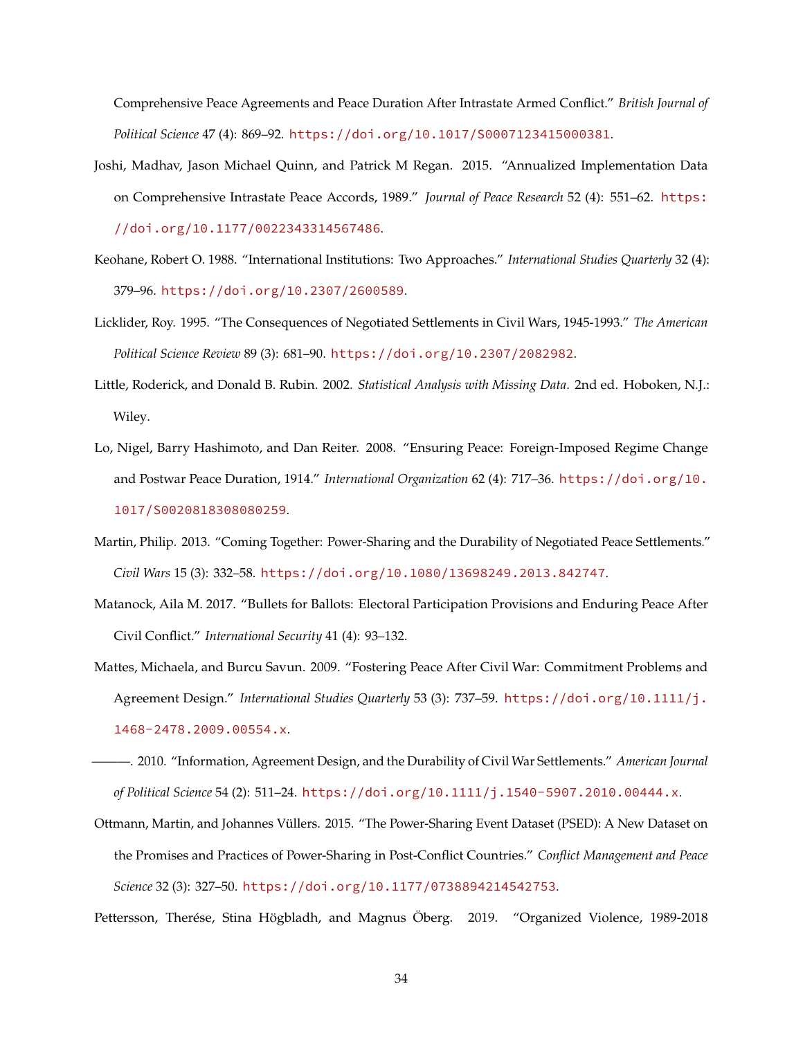Comprehensive Peace Agreements and Peace Duration After Intrastate Armed Conflict." *British Journal of Political Science* 47 (4): 869–92. https://doi.org/10.1017/S0007123415000381.

Joshi, Madhav, Jason Michael Quinn, and Patrick M Regan. 2015. "Annualized Implementation Data on Comprehensive Intrastate Peace Accords, 1989." *Journal of Peace Research* 52 (4): 551–62. https://doi.org/10.1177/0022343314567486.

Keohane, Robert O. 1988. "International Institutions: Two Approaches." *International Studies Quarterly* 32 (4): 379–96. https://doi.org/10.2307/2600589.

Licklider, Roy. 1995. "The Consequences of Negotiated Settlements in Civil Wars, 1945-1993." *The American Political Science Review* 89 (3): 681–90. https://doi.org/10.2307/2082982.

Little, Roderick, and Donald B. Rubin. 2002. *Statistical Analysis with Missing Data*. 2nd ed. Hoboken, N.J.: Wiley.

Lo, Nigel, Barry Hashimoto, and Dan Reiter. 2008. "Ensuring Peace: Foreign-Imposed Regime Change and Postwar Peace Duration, 1914." *International Organization* 62 (4): 717–36. https://doi.org/10.1017/S0020818308080259.

Martin, Philip. 2013. "Coming Together: Power-Sharing and the Durability of Negotiated Peace Settlements." *Civil Wars* 15 (3): 332–58. https://doi.org/10.1080/13698249.2013.842747.

Matanock, Aila M. 2017. "Bullets for Ballots: Electoral Participation Provisions and Enduring Peace After Civil Conflict." *International Security* 41 (4): 93–132.

Mattes, Michaela, and Burcu Savun. 2009. "Fostering Peace After Civil War: Commitment Problems and Agreement Design." *International Studies Quarterly* 53 (3): 737–59. https://doi.org/10.1111/j.1468-2478.2009.00554.x.

———. 2010. "Information, Agreement Design, and the Durability of Civil War Settlements." *American Journal of Political Science* 54 (2): 511–24. https://doi.org/10.1111/j.1540-5907.2010.00444.x.

Ottmann, Martin, and Johannes Vüllers. 2015. "The Power-Sharing Event Dataset (PSED): A New Dataset on the Promises and Practices of Power-Sharing in Post-Conflict Countries." *Conflict Management and Peace Science* 32 (3): 327–50. https://doi.org/10.1177/0738894214542753.

Pettersson, Therése, Stina Högbladh, and Magnus Öberg. 2019. "Organized Violence, 1989-2018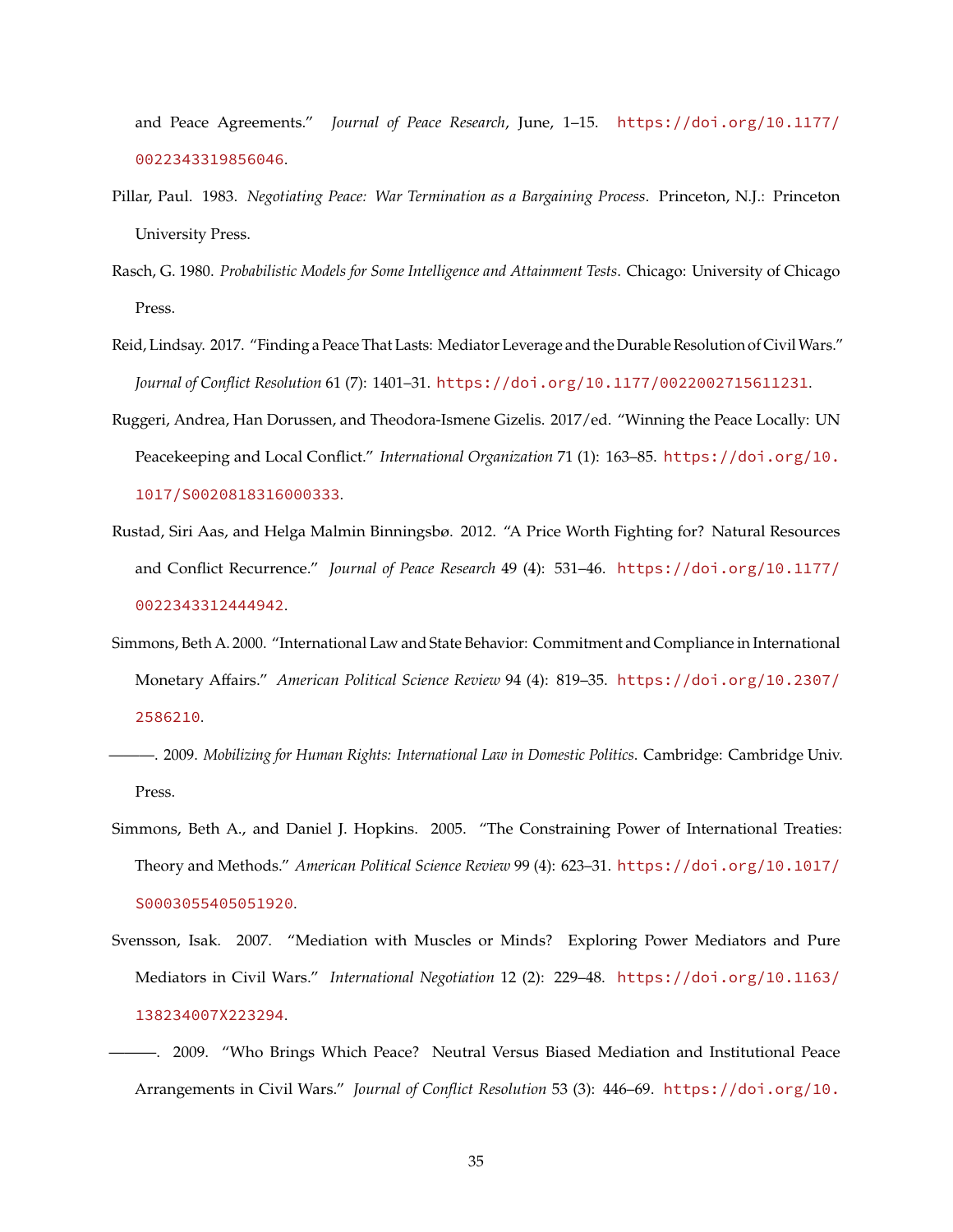and Peace Agreements." *Journal of Peace Research*, June, 1–15. https://doi.org/10.1177/0022343319856046.

Pillar, Paul. 1983. *Negotiating Peace: War Termination as a Bargaining Process*. Princeton, N.J.: Princeton University Press.

Rasch, G. 1980. *Probabilistic Models for Some Intelligence and Attainment Tests*. Chicago: University of Chicago Press.

Reid, Lindsay. 2017. "Finding a Peace That Lasts: Mediator Leverage and the Durable Resolution of Civil Wars." *Journal of Conflict Resolution* 61 (7): 1401–31. https://doi.org/10.1177/0022002715611231.

Ruggeri, Andrea, Han Dorussen, and Theodora-Ismene Gizelis. 2017/ed. "Winning the Peace Locally: UN Peacekeeping and Local Conflict." *International Organization* 71 (1): 163–85. https://doi.org/10.1017/S0020818316000333.

Rustad, Siri Aas, and Helga Malmin Binningsbø. 2012. "A Price Worth Fighting for? Natural Resources and Conflict Recurrence." *Journal of Peace Research* 49 (4): 531–46. https://doi.org/10.1177/0022343312444942.

Simmons, Beth A. 2000. "International Law and State Behavior: Commitment and Compliance in International Monetary Affairs." *American Political Science Review* 94 (4): 819–35. https://doi.org/10.2307/2586210.

———. 2009. *Mobilizing for Human Rights: International Law in Domestic Politics*. Cambridge: Cambridge Univ. Press.

Simmons, Beth A., and Daniel J. Hopkins. 2005. "The Constraining Power of International Treaties: Theory and Methods." *American Political Science Review* 99 (4): 623–31. https://doi.org/10.1017/S0003055405051920.

Svensson, Isak. 2007. "Mediation with Muscles or Minds? Exploring Power Mediators and Pure Mediators in Civil Wars." *International Negotiation* 12 (2): 229–48. https://doi.org/10.1163/138234007X223294.

———. 2009. "Who Brings Which Peace? Neutral Versus Biased Mediation and Institutional Peace Arrangements in Civil Wars." *Journal of Conflict Resolution* 53 (3): 446–69. https://doi.org/10.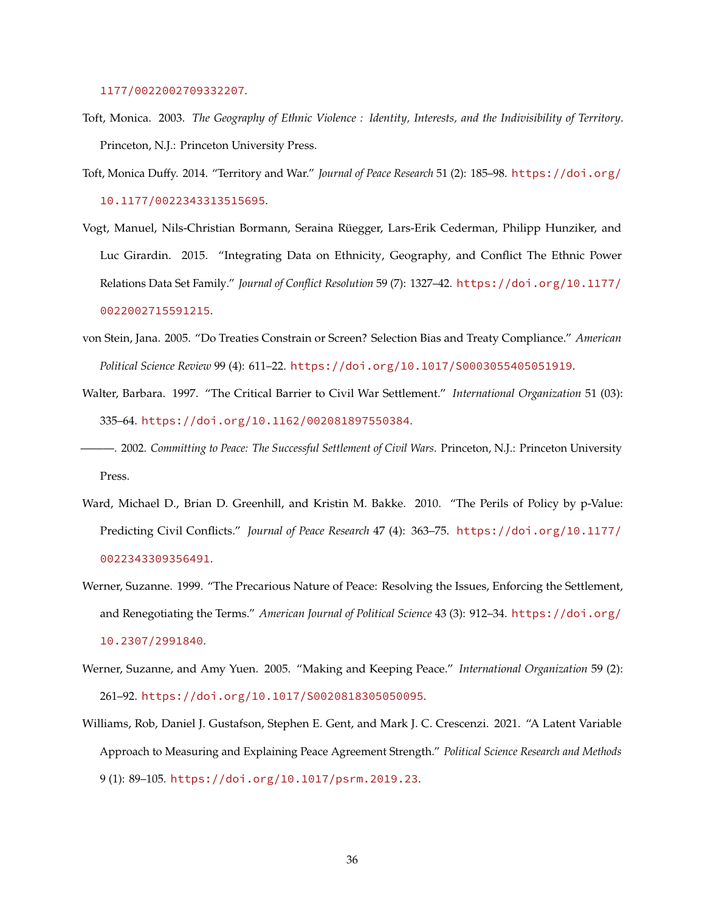1177/0022002709332207.

Toft, Monica. 2003. *The Geography of Ethnic Violence : Identity, Interests, and the Indivisibility of Territory*. Princeton, N.J.: Princeton University Press.

Toft, Monica Duffy. 2014. "Territory and War." *Journal of Peace Research* 51 (2): 185–98. https://doi.org/10.1177/0022343313515695.

Vogt, Manuel, Nils-Christian Bormann, Seraina Rüegger, Lars-Erik Cederman, Philipp Hunziker, and Luc Girardin. 2015. "Integrating Data on Ethnicity, Geography, and Conflict The Ethnic Power Relations Data Set Family." *Journal of Conflict Resolution* 59 (7): 1327–42. https://doi.org/10.1177/0022002715591215.

von Stein, Jana. 2005. "Do Treaties Constrain or Screen? Selection Bias and Treaty Compliance." *American Political Science Review* 99 (4): 611–22. https://doi.org/10.1017/S0003055405051919.

Walter, Barbara. 1997. "The Critical Barrier to Civil War Settlement." *International Organization* 51 (03): 335–64. https://doi.org/10.1162/002081897550384.

———. 2002. *Committing to Peace: The Successful Settlement of Civil Wars*. Princeton, N.J.: Princeton University Press.

Ward, Michael D., Brian D. Greenhill, and Kristin M. Bakke. 2010. "The Perils of Policy by p-Value: Predicting Civil Conflicts." *Journal of Peace Research* 47 (4): 363–75. https://doi.org/10.1177/0022343309356491.

Werner, Suzanne. 1999. "The Precarious Nature of Peace: Resolving the Issues, Enforcing the Settlement, and Renegotiating the Terms." *American Journal of Political Science* 43 (3): 912–34. https://doi.org/10.2307/2991840.

Werner, Suzanne, and Amy Yuen. 2005. "Making and Keeping Peace." *International Organization* 59 (2): 261–92. https://doi.org/10.1017/S0020818305050095.

Williams, Rob, Daniel J. Gustafson, Stephen E. Gent, and Mark J. C. Crescenzi. 2021. "A Latent Variable Approach to Measuring and Explaining Peace Agreement Strength." *Political Science Research and Methods* 9 (1): 89–105. https://doi.org/10.1017/psrm.2019.23.